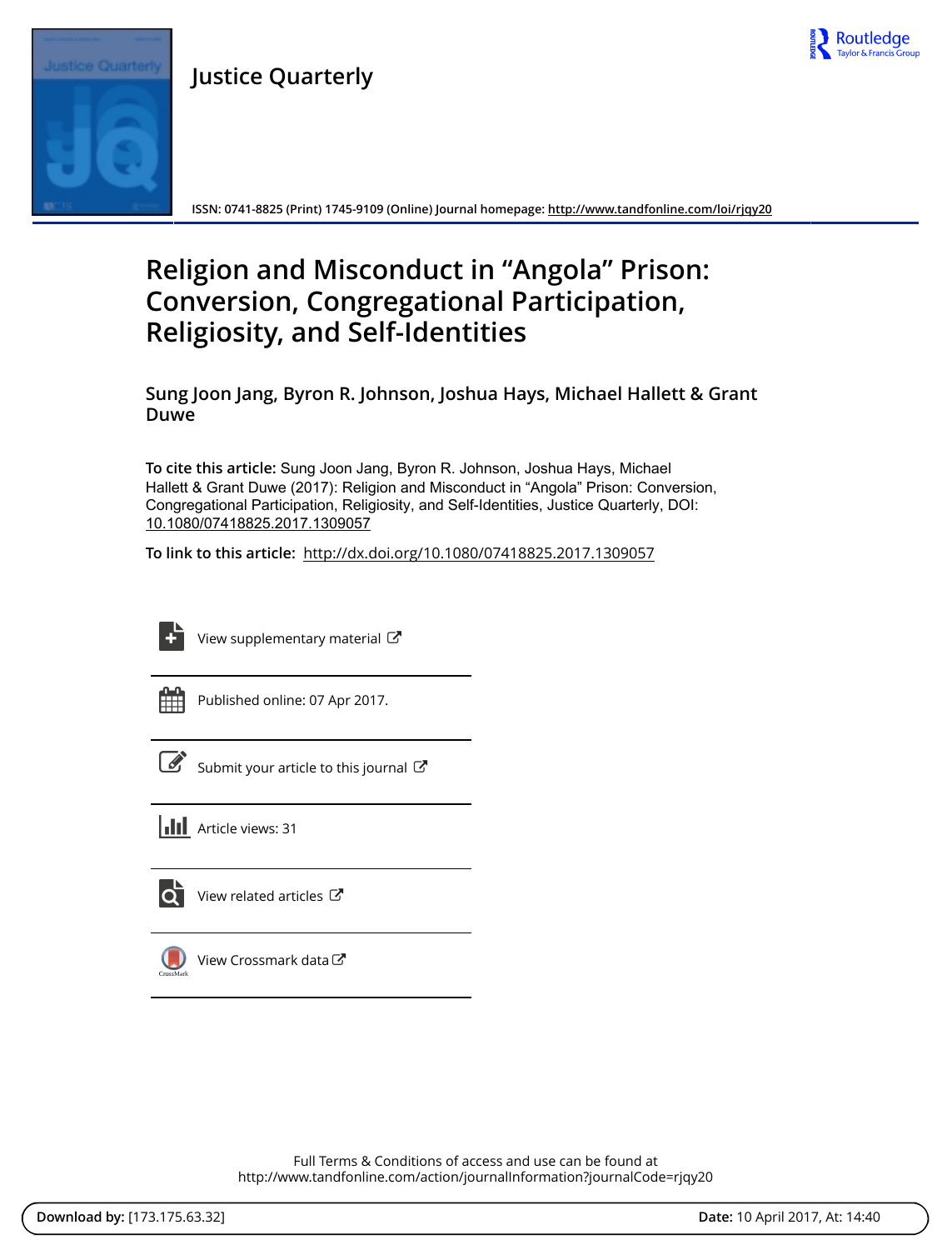Justice Quarterly

ISSN: 0741-8825 (Print) 1745-9109 (Online) Journal homepage: http://www.tandfonline.com/loi/rjqy20

# Religion and Misconduct in "Angola" Prison: Conversion, Congregational Participation, Religiosity, and Self-Identities

**Sung Joon Jang, Byron R. Johnson, Joshua Hays, Michael Hallett & Grant Duwe**

**To cite this article:** Sung Joon Jang, Byron R. Johnson, Joshua Hays, Michael Hallett & Grant Duwe (2017): Religion and Misconduct in "Angola" Prison: Conversion, Congregational Participation, Religiosity, and Self-Identities, Justice Quarterly, DOI: 10.1080/07418825.2017.1309057

**To link to this article:** http://dx.doi.org/10.1080/07418825.2017.1309057

View supplementary material

Published online: 07 Apr 2017.

Submit your article to this journal

Article views: 31

View related articles

View Crossmark data

Full Terms & Conditions of access and use can be found at
http://www.tandfonline.com/action/journalInformation?journalCode=rjqy20

**Download by:** [173.175.63.32] **Date:** 10 April 2017, At: 14:40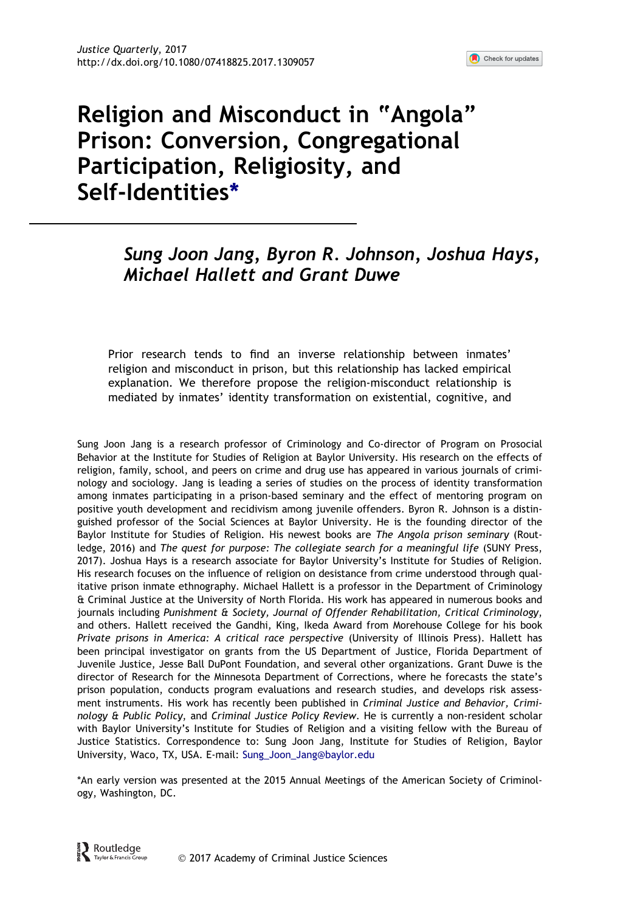# Religion and Misconduct in "Angola" Prison: Conversion, Congregational Participation, Religiosity, and Self-Identities*

## *Sung Joon Jang, Byron R. Johnson, Joshua Hays, Michael Hallett and Grant Duwe*

Prior research tends to find an inverse relationship between inmates' religion and misconduct in prison, but this relationship has lacked empirical explanation. We therefore propose the religion-misconduct relationship is mediated by inmates' identity transformation on existential, cognitive, and

Sung Joon Jang is a research professor of Criminology and Co-director of Program on Prosocial Behavior at the Institute for Studies of Religion at Baylor University. His research on the effects of religion, family, school, and peers on crime and drug use has appeared in various journals of criminology and sociology. Jang is leading a series of studies on the process of identity transformation among inmates participating in a prison-based seminary and the effect of mentoring program on positive youth development and recidivism among juvenile offenders. Byron R. Johnson is a distinguished professor of the Social Sciences at Baylor University. He is the founding director of the Baylor Institute for Studies of Religion. His newest books are *The Angola prison seminary* (Routledge, 2016) and *The quest for purpose: The collegiate search for a meaningful life* (SUNY Press, 2017). Joshua Hays is a research associate for Baylor University's Institute for Studies of Religion. His research focuses on the influence of religion on desistance from crime understood through qualitative prison inmate ethnography. Michael Hallett is a professor in the Department of Criminology & Criminal Justice at the University of North Florida. His work has appeared in numerous books and journals including *Punishment & Society, Journal of Offender Rehabilitation, Critical Criminology*, and others. Hallett received the Gandhi, King, Ikeda Award from Morehouse College for his book *Private prisons in America: A critical race perspective* (University of Illinois Press). Hallett has been principal investigator on grants from the US Department of Justice, Florida Department of Juvenile Justice, Jesse Ball DuPont Foundation, and several other organizations. Grant Duwe is the director of Research for the Minnesota Department of Corrections, where he forecasts the state's prison population, conducts program evaluations and research studies, and develops risk assessment instruments. His work has recently been published in *Criminal Justice and Behavior, Criminology & Public Policy*, and *Criminal Justice Policy Review*. He is currently a non-resident scholar with Baylor University's Institute for Studies of Religion and a visiting fellow with the Bureau of Justice Statistics. Correspondence to: Sung Joon Jang, Institute for Studies of Religion, Baylor University, Waco, TX, USA. E-mail: Sung_Joon_Jang@baylor.edu

*An early version was presented at the 2015 Annual Meetings of the American Society of Criminology, Washington, DC.

© 2017 Academy of Criminal Justice Sciences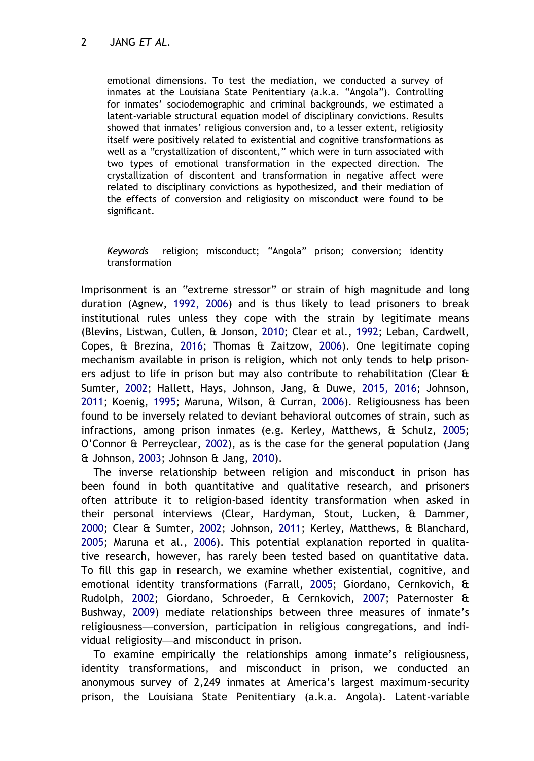emotional dimensions. To test the mediation, we conducted a survey of inmates at the Louisiana State Penitentiary (a.k.a. "Angola"). Controlling for inmates' sociodemographic and criminal backgrounds, we estimated a latent-variable structural equation model of disciplinary convictions. Results showed that inmates' religious conversion and, to a lesser extent, religiosity itself were positively related to existential and cognitive transformations as well as a "crystallization of discontent," which were in turn associated with two types of emotional transformation in the expected direction. The crystallization of discontent and transformation in negative affect were related to disciplinary convictions as hypothesized, and their mediation of the effects of conversion and religiosity on misconduct were found to be significant.

*Keywords* religion; misconduct; "Angola" prison; conversion; identity transformation

Imprisonment is an "extreme stressor" or strain of high magnitude and long duration (Agnew, 1992, 2006) and is thus likely to lead prisoners to break institutional rules unless they cope with the strain by legitimate means (Blevins, Listwan, Cullen, & Jonson, 2010; Clear et al., 1992; Leban, Cardwell, Copes, & Brezina, 2016; Thomas & Zaitzow, 2006). One legitimate coping mechanism available in prison is religion, which not only tends to help prisoners adjust to life in prison but may also contribute to rehabilitation (Clear & Sumter, 2002; Hallett, Hays, Johnson, Jang, & Duwe, 2015, 2016; Johnson, 2011; Koenig, 1995; Maruna, Wilson, & Curran, 2006). Religiousness has been found to be inversely related to deviant behavioral outcomes of strain, such as infractions, among prison inmates (e.g. Kerley, Matthews, & Schulz, 2005; O'Connor & Perreyclear, 2002), as is the case for the general population (Jang & Johnson, 2003; Johnson & Jang, 2010).

The inverse relationship between religion and misconduct in prison has been found in both quantitative and qualitative research, and prisoners often attribute it to religion-based identity transformation when asked in their personal interviews (Clear, Hardyman, Stout, Lucken, & Dammer, 2000; Clear & Sumter, 2002; Johnson, 2011; Kerley, Matthews, & Blanchard, 2005; Maruna et al., 2006). This potential explanation reported in qualitative research, however, has rarely been tested based on quantitative data. To fill this gap in research, we examine whether existential, cognitive, and emotional identity transformations (Farrall, 2005; Giordano, Cernkovich, & Rudolph, 2002; Giordano, Schroeder, & Cernkovich, 2007; Paternoster & Bushway, 2009) mediate relationships between three measures of inmate's religiousness—conversion, participation in religious congregations, and individual religiosity—and misconduct in prison.

To examine empirically the relationships among inmate's religiousness, identity transformations, and misconduct in prison, we conducted an anonymous survey of 2,249 inmates at America's largest maximum-security prison, the Louisiana State Penitentiary (a.k.a. Angola). Latent-variable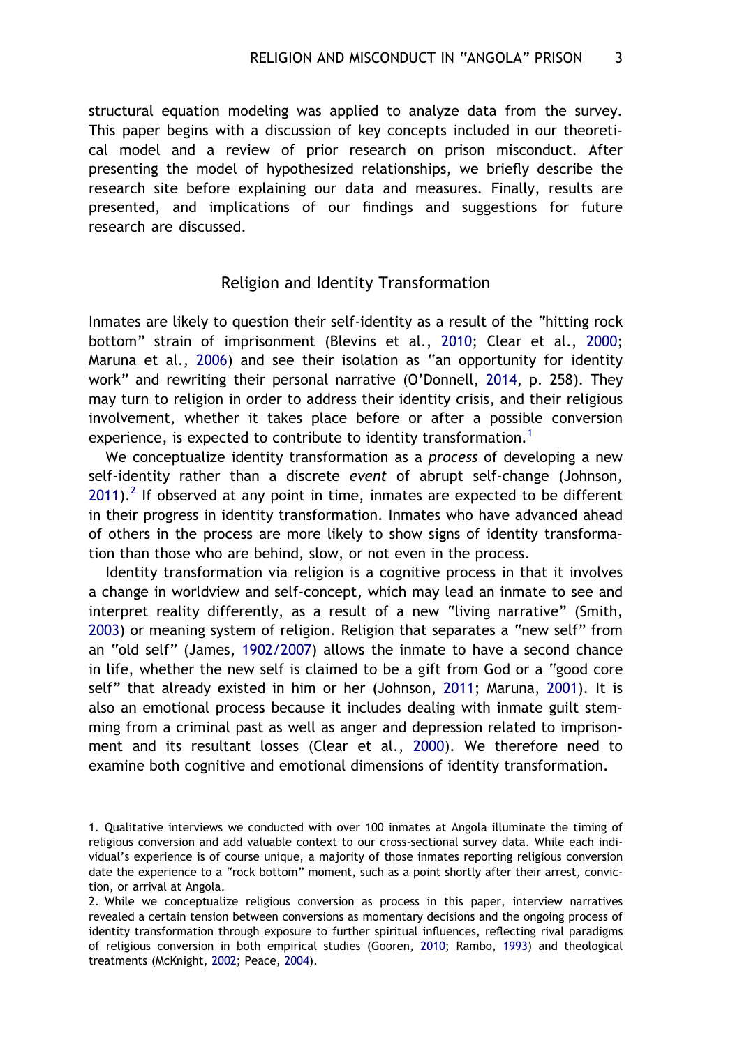structural equation modeling was applied to analyze data from the survey. This paper begins with a discussion of key concepts included in our theoretical model and a review of prior research on prison misconduct. After presenting the model of hypothesized relationships, we briefly describe the research site before explaining our data and measures. Finally, results are presented, and implications of our findings and suggestions for future research are discussed.

## Religion and Identity Transformation

Inmates are likely to question their self-identity as a result of the "hitting rock bottom" strain of imprisonment (Blevins et al., 2010; Clear et al., 2000; Maruna et al., 2006) and see their isolation as "an opportunity for identity work" and rewriting their personal narrative (O'Donnell, 2014, p. 258). They may turn to religion in order to address their identity crisis, and their religious involvement, whether it takes place before or after a possible conversion experience, is expected to contribute to identity transformation.[1]

We conceptualize identity transformation as a *process* of developing a new self-identity rather than a discrete *event* of abrupt self-change (Johnson, 2011).[2] If observed at any point in time, inmates are expected to be different in their progress in identity transformation. Inmates who have advanced ahead of others in the process are more likely to show signs of identity transformation than those who are behind, slow, or not even in the process.

Identity transformation via religion is a cognitive process in that it involves a change in worldview and self-concept, which may lead an inmate to see and interpret reality differently, as a result of a new "living narrative" (Smith, 2003) or meaning system of religion. Religion that separates a "new self" from an "old self" (James, 1902/2007) allows the inmate to have a second chance in life, whether the new self is claimed to be a gift from God or a "good core self" that already existed in him or her (Johnson, 2011; Maruna, 2001). It is also an emotional process because it includes dealing with inmate guilt stemming from a criminal past as well as anger and depression related to imprisonment and its resultant losses (Clear et al., 2000). We therefore need to examine both cognitive and emotional dimensions of identity transformation.

1. Qualitative interviews we conducted with over 100 inmates at Angola illuminate the timing of religious conversion and add valuable context to our cross-sectional survey data. While each individual's experience is of course unique, a majority of those inmates reporting religious conversion date the experience to a "rock bottom" moment, such as a point shortly after their arrest, conviction, or arrival at Angola.

2. While we conceptualize religious conversion as process in this paper, interview narratives revealed a certain tension between conversions as momentary decisions and the ongoing process of identity transformation through exposure to further spiritual influences, reflecting rival paradigms of religious conversion in both empirical studies (Gooren, 2010; Rambo, 1993) and theological treatments (McKnight, 2002; Peace, 2004).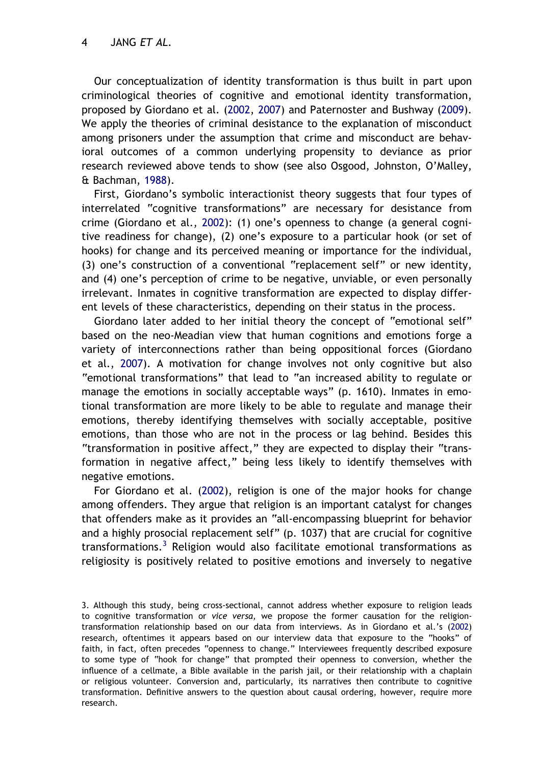Our conceptualization of identity transformation is thus built in part upon criminological theories of cognitive and emotional identity transformation, proposed by Giordano et al. (2002, 2007) and Paternoster and Bushway (2009). We apply the theories of criminal desistance to the explanation of misconduct among prisoners under the assumption that crime and misconduct are behavioral outcomes of a common underlying propensity to deviance as prior research reviewed above tends to show (see also Osgood, Johnston, O'Malley, & Bachman, 1988).

First, Giordano's symbolic interactionist theory suggests that four types of interrelated "cognitive transformations" are necessary for desistance from crime (Giordano et al., 2002): (1) one's openness to change (a general cognitive readiness for change), (2) one's exposure to a particular hook (or set of hooks) for change and its perceived meaning or importance for the individual, (3) one's construction of a conventional "replacement self" or new identity, and (4) one's perception of crime to be negative, unviable, or even personally irrelevant. Inmates in cognitive transformation are expected to display different levels of these characteristics, depending on their status in the process.

Giordano later added to her initial theory the concept of "emotional self" based on the neo-Meadian view that human cognitions and emotions forge a variety of interconnections rather than being oppositional forces (Giordano et al., 2007). A motivation for change involves not only cognitive but also "emotional transformations" that lead to "an increased ability to regulate or manage the emotions in socially acceptable ways" (p. 1610). Inmates in emotional transformation are more likely to be able to regulate and manage their emotions, thereby identifying themselves with socially acceptable, positive emotions, than those who are not in the process or lag behind. Besides this "transformation in positive affect," they are expected to display their "transformation in negative affect," being less likely to identify themselves with negative emotions.

For Giordano et al. (2002), religion is one of the major hooks for change among offenders. They argue that religion is an important catalyst for changes that offenders make as it provides an "all-encompassing blueprint for behavior and a highly prosocial replacement self" (p. 1037) that are crucial for cognitive transformations.[3] Religion would also facilitate emotional transformations as religiosity is positively related to positive emotions and inversely to negative

3. Although this study, being cross-sectional, cannot address whether exposure to religion leads to cognitive transformation or *vice versa*, we propose the former causation for the religion-transformation relationship based on our data from interviews. As in Giordano et al.'s (2002) research, oftentimes it appears based on our interview data that exposure to the "hooks" of faith, in fact, often precedes "openness to change." Interviewees frequently described exposure to some type of "hook for change" that prompted their openness to conversion, whether the influence of a cellmate, a Bible available in the parish jail, or their relationship with a chaplain or religious volunteer. Conversion and, particularly, its narratives then contribute to cognitive transformation. Definitive answers to the question about causal ordering, however, require more research.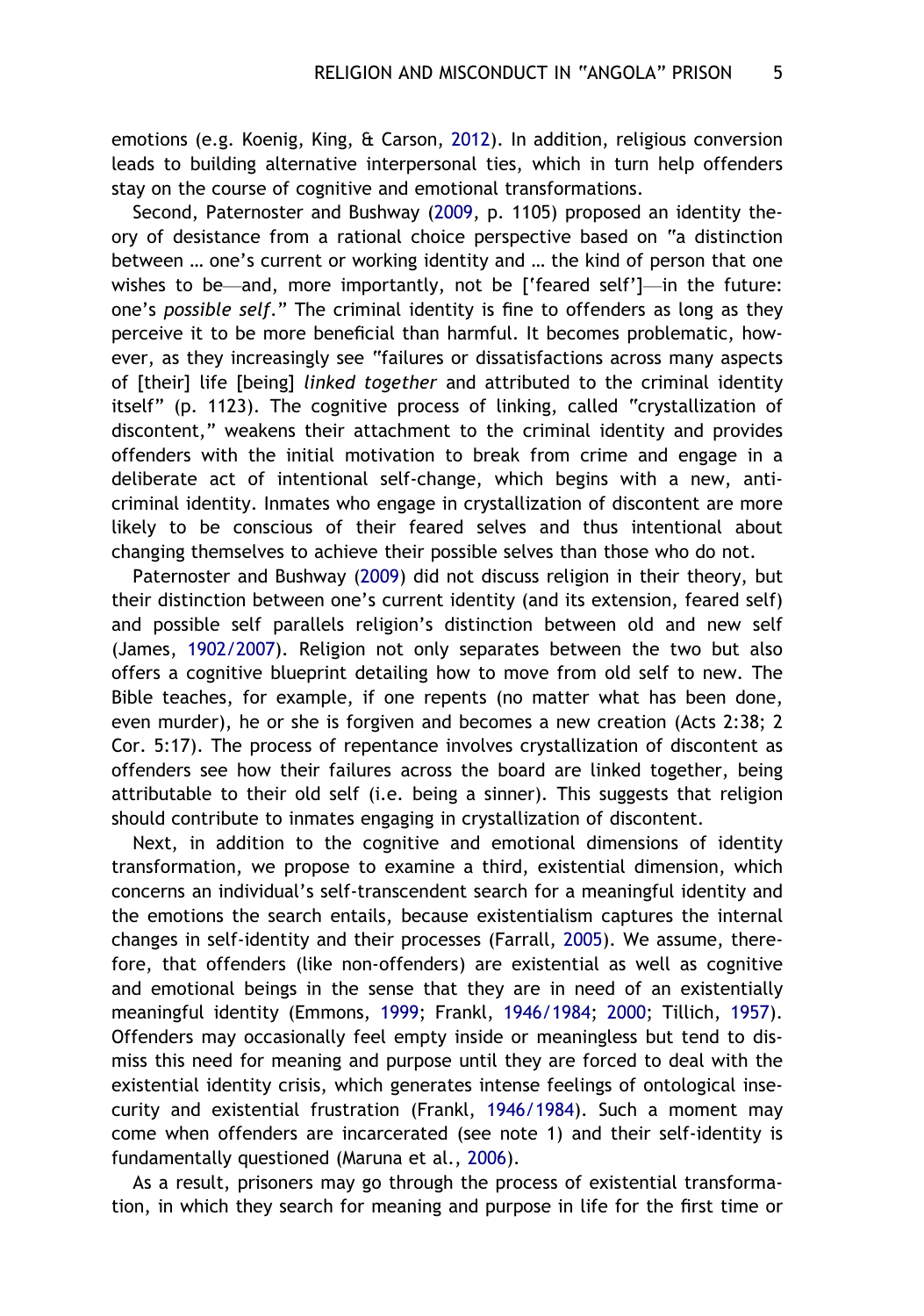emotions (e.g. Koenig, King, & Carson, 2012). In addition, religious conversion leads to building alternative interpersonal ties, which in turn help offenders stay on the course of cognitive and emotional transformations.

Second, Paternoster and Bushway (2009, p. 1105) proposed an identity theory of desistance from a rational choice perspective based on "a distinction between … one's current or working identity and … the kind of person that one wishes to be—and, more importantly, not be ['feared self']—in the future: one's *possible self*." The criminal identity is fine to offenders as long as they perceive it to be more beneficial than harmful. It becomes problematic, however, as they increasingly see "failures or dissatisfactions across many aspects of [their] life [being] *linked together* and attributed to the criminal identity itself" (p. 1123). The cognitive process of linking, called "crystallization of discontent," weakens their attachment to the criminal identity and provides offenders with the initial motivation to break from crime and engage in a deliberate act of intentional self-change, which begins with a new, anti-criminal identity. Inmates who engage in crystallization of discontent are more likely to be conscious of their feared selves and thus intentional about changing themselves to achieve their possible selves than those who do not.

Paternoster and Bushway (2009) did not discuss religion in their theory, but their distinction between one's current identity (and its extension, feared self) and possible self parallels religion's distinction between old and new self (James, 1902/2007). Religion not only separates between the two but also offers a cognitive blueprint detailing how to move from old self to new. The Bible teaches, for example, if one repents (no matter what has been done, even murder), he or she is forgiven and becomes a new creation (Acts 2:38; 2 Cor. 5:17). The process of repentance involves crystallization of discontent as offenders see how their failures across the board are linked together, being attributable to their old self (i.e. being a sinner). This suggests that religion should contribute to inmates engaging in crystallization of discontent.

Next, in addition to the cognitive and emotional dimensions of identity transformation, we propose to examine a third, existential dimension, which concerns an individual's self-transcendent search for a meaningful identity and the emotions the search entails, because existentialism captures the internal changes in self-identity and their processes (Farrall, 2005). We assume, therefore, that offenders (like non-offenders) are existential as well as cognitive and emotional beings in the sense that they are in need of an existentially meaningful identity (Emmons, 1999; Frankl, 1946/1984; 2000; Tillich, 1957). Offenders may occasionally feel empty inside or meaningless but tend to dismiss this need for meaning and purpose until they are forced to deal with the existential identity crisis, which generates intense feelings of ontological insecurity and existential frustration (Frankl, 1946/1984). Such a moment may come when offenders are incarcerated (see note 1) and their self-identity is fundamentally questioned (Maruna et al., 2006).

As a result, prisoners may go through the process of existential transformation, in which they search for meaning and purpose in life for the first time or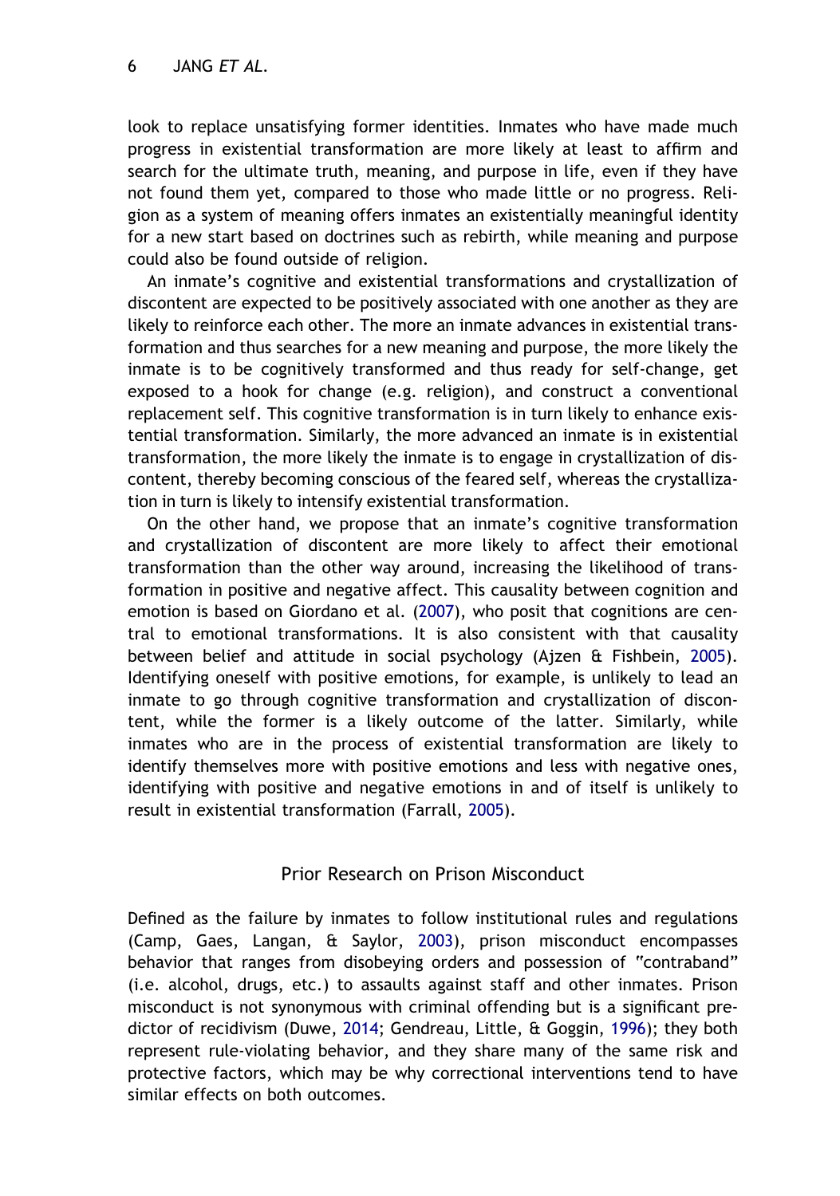look to replace unsatisfying former identities. Inmates who have made much progress in existential transformation are more likely at least to affirm and search for the ultimate truth, meaning, and purpose in life, even if they have not found them yet, compared to those who made little or no progress. Religion as a system of meaning offers inmates an existentially meaningful identity for a new start based on doctrines such as rebirth, while meaning and purpose could also be found outside of religion.

An inmate's cognitive and existential transformations and crystallization of discontent are expected to be positively associated with one another as they are likely to reinforce each other. The more an inmate advances in existential transformation and thus searches for a new meaning and purpose, the more likely the inmate is to be cognitively transformed and thus ready for self-change, get exposed to a hook for change (e.g. religion), and construct a conventional replacement self. This cognitive transformation is in turn likely to enhance existential transformation. Similarly, the more advanced an inmate is in existential transformation, the more likely the inmate is to engage in crystallization of discontent, thereby becoming conscious of the feared self, whereas the crystallization in turn is likely to intensify existential transformation.

On the other hand, we propose that an inmate's cognitive transformation and crystallization of discontent are more likely to affect their emotional transformation than the other way around, increasing the likelihood of transformation in positive and negative affect. This causality between cognition and emotion is based on Giordano et al. (2007), who posit that cognitions are central to emotional transformations. It is also consistent with that causality between belief and attitude in social psychology (Ajzen & Fishbein, 2005). Identifying oneself with positive emotions, for example, is unlikely to lead an inmate to go through cognitive transformation and crystallization of discontent, while the former is a likely outcome of the latter. Similarly, while inmates who are in the process of existential transformation are likely to identify themselves more with positive emotions and less with negative ones, identifying with positive and negative emotions in and of itself is unlikely to result in existential transformation (Farrall, 2005).

## Prior Research on Prison Misconduct

Defined as the failure by inmates to follow institutional rules and regulations (Camp, Gaes, Langan, & Saylor, 2003), prison misconduct encompasses behavior that ranges from disobeying orders and possession of "contraband" (i.e. alcohol, drugs, etc.) to assaults against staff and other inmates. Prison misconduct is not synonymous with criminal offending but is a significant predictor of recidivism (Duwe, 2014; Gendreau, Little, & Goggin, 1996); they both represent rule-violating behavior, and they share many of the same risk and protective factors, which may be why correctional interventions tend to have similar effects on both outcomes.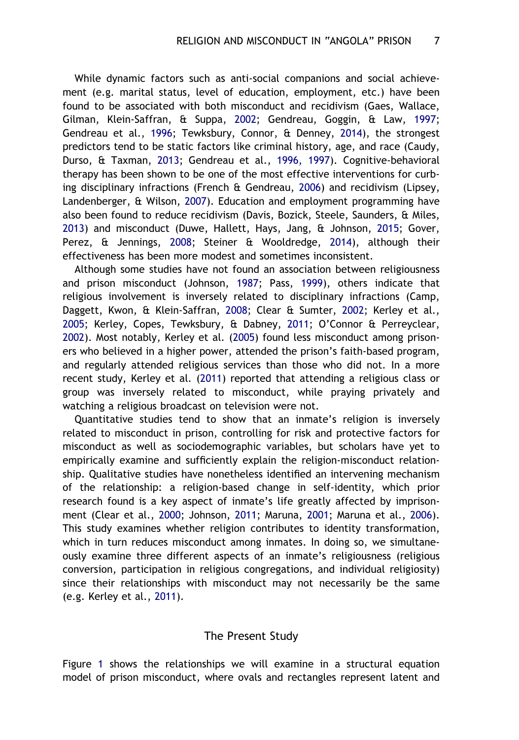While dynamic factors such as anti-social companions and social achievement (e.g. marital status, level of education, employment, etc.) have been found to be associated with both misconduct and recidivism (Gaes, Wallace, Gilman, Klein-Saffran, & Suppa, 2002; Gendreau, Goggin, & Law, 1997; Gendreau et al., 1996; Tewksbury, Connor, & Denney, 2014), the strongest predictors tend to be static factors like criminal history, age, and race (Caudy, Durso, & Taxman, 2013; Gendreau et al., 1996, 1997). Cognitive-behavioral therapy has been shown to be one of the most effective interventions for curbing disciplinary infractions (French & Gendreau, 2006) and recidivism (Lipsey, Landenberger, & Wilson, 2007). Education and employment programming have also been found to reduce recidivism (Davis, Bozick, Steele, Saunders, & Miles, 2013) and misconduct (Duwe, Hallett, Hays, Jang, & Johnson, 2015; Gover, Perez, & Jennings, 2008; Steiner & Wooldredge, 2014), although their effectiveness has been more modest and sometimes inconsistent.

Although some studies have not found an association between religiousness and prison misconduct (Johnson, 1987; Pass, 1999), others indicate that religious involvement is inversely related to disciplinary infractions (Camp, Daggett, Kwon, & Klein-Saffran, 2008; Clear & Sumter, 2002; Kerley et al., 2005; Kerley, Copes, Tewksbury, & Dabney, 2011; O'Connor & Perreyclear, 2002). Most notably, Kerley et al. (2005) found less misconduct among prisoners who believed in a higher power, attended the prison's faith-based program, and regularly attended religious services than those who did not. In a more recent study, Kerley et al. (2011) reported that attending a religious class or group was inversely related to misconduct, while praying privately and watching a religious broadcast on television were not.

Quantitative studies tend to show that an inmate's religion is inversely related to misconduct in prison, controlling for risk and protective factors for misconduct as well as sociodemographic variables, but scholars have yet to empirically examine and sufficiently explain the religion-misconduct relationship. Qualitative studies have nonetheless identified an intervening mechanism of the relationship: a religion-based change in self-identity, which prior research found is a key aspect of inmate's life greatly affected by imprisonment (Clear et al., 2000; Johnson, 2011; Maruna, 2001; Maruna et al., 2006). This study examines whether religion contributes to identity transformation, which in turn reduces misconduct among inmates. In doing so, we simultaneously examine three different aspects of an inmate's religiousness (religious conversion, participation in religious congregations, and individual religiosity) since their relationships with misconduct may not necessarily be the same (e.g. Kerley et al., 2011).

## The Present Study

Figure 1 shows the relationships we will examine in a structural equation model of prison misconduct, where ovals and rectangles represent latent and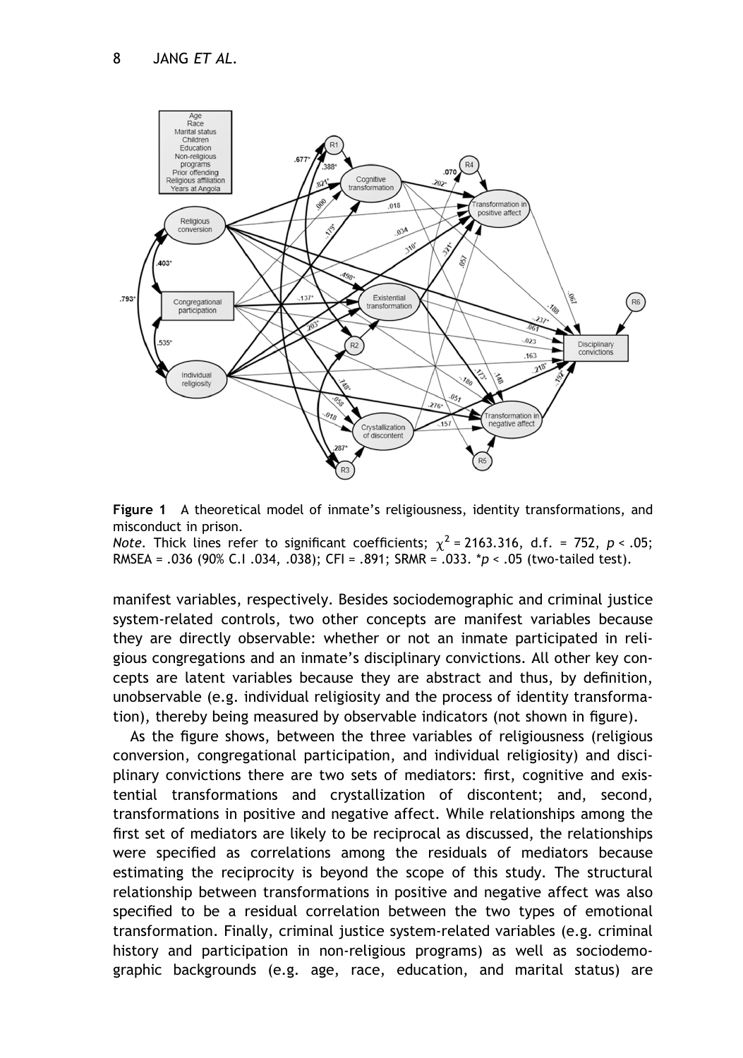**Figure 1** A theoretical model of inmate's religiousness, identity transformations, and misconduct in prison.

*Note*. Thick lines refer to significant coefficients; $\chi^2 = 2163.316$, d.f. = 752, $p < .05$; RMSEA = .036 (90% C.I .034, .038); CFI = .891; SRMR = .033. *$p < .05$ (two-tailed test).

manifest variables, respectively. Besides sociodemographic and criminal justice system-related controls, two other concepts are manifest variables because they are directly observable: whether or not an inmate participated in religious congregations and an inmate's disciplinary convictions. All other key concepts are latent variables because they are abstract and thus, by definition, unobservable (e.g. individual religiosity and the process of identity transformation), thereby being measured by observable indicators (not shown in figure).

As the figure shows, between the three variables of religiousness (religious conversion, congregational participation, and individual religiosity) and disciplinary convictions there are two sets of mediators: first, cognitive and existential transformations and crystallization of discontent; and, second, transformations in positive and negative affect. While relationships among the first set of mediators are likely to be reciprocal as discussed, the relationships were specified as correlations among the residuals of mediators because estimating the reciprocity is beyond the scope of this study. The structural relationship between transformations in positive and negative affect was also specified to be a residual correlation between the two types of emotional transformation. Finally, criminal justice system-related variables (e.g. criminal history and participation in non-religious programs) as well as sociodemographic backgrounds (e.g. age, race, education, and marital status) are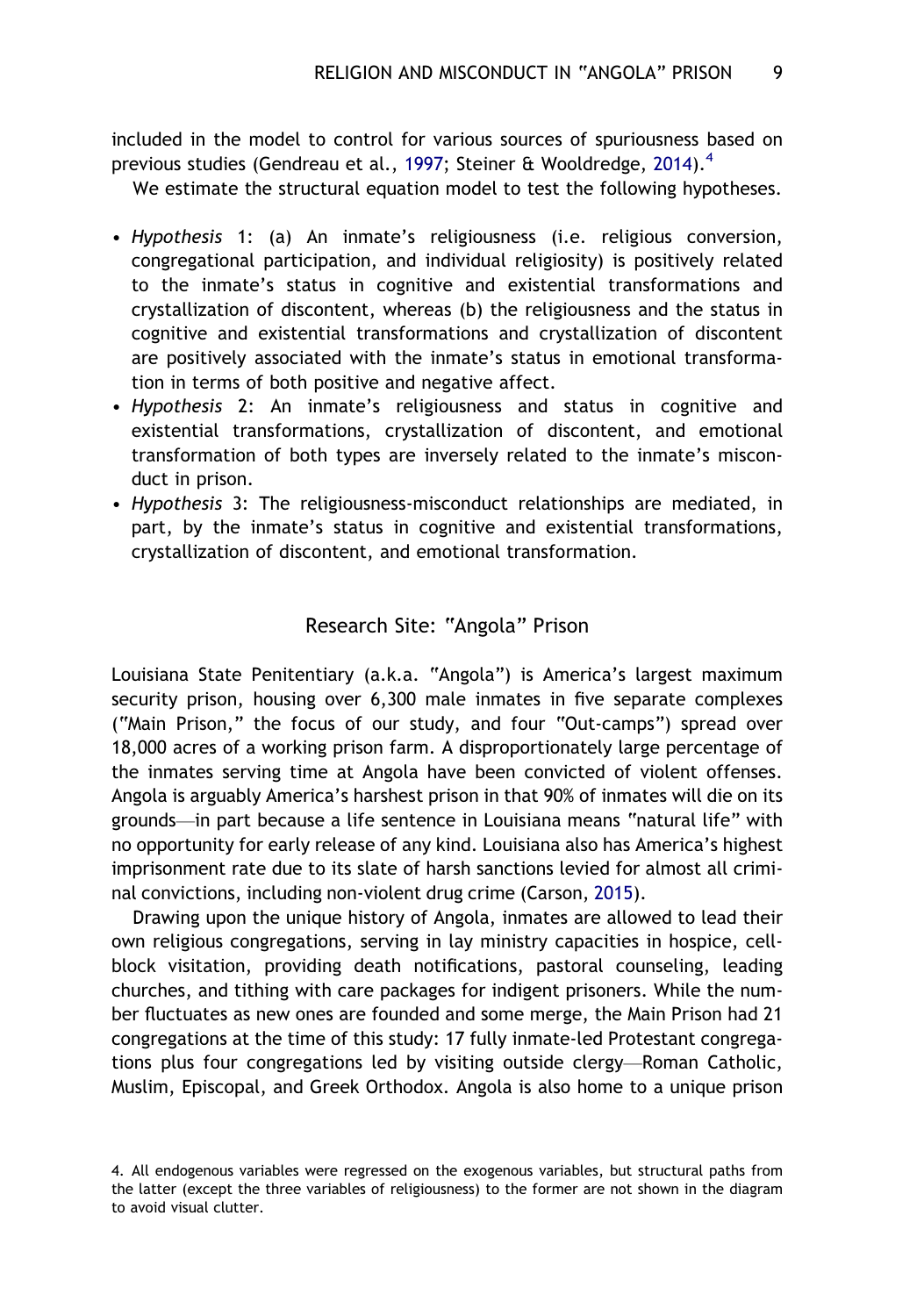included in the model to control for various sources of spuriousness based on previous studies (Gendreau et al., 1997; Steiner & Wooldredge, 2014).[4]

We estimate the structural equation model to test the following hypotheses.

- *Hypothesis* 1: (a) An inmate's religiousness (i.e. religious conversion, congregational participation, and individual religiosity) is positively related to the inmate's status in cognitive and existential transformations and crystallization of discontent, whereas (b) the religiousness and the status in cognitive and existential transformations and crystallization of discontent are positively associated with the inmate's status in emotional transformation in terms of both positive and negative affect.
- *Hypothesis* 2: An inmate's religiousness and status in cognitive and existential transformations, crystallization of discontent, and emotional transformation of both types are inversely related to the inmate's misconduct in prison.
- *Hypothesis* 3: The religiousness-misconduct relationships are mediated, in part, by the inmate's status in cognitive and existential transformations, crystallization of discontent, and emotional transformation.

## Research Site: "Angola" Prison

Louisiana State Penitentiary (a.k.a. "Angola") is America's largest maximum security prison, housing over 6,300 male inmates in five separate complexes ("Main Prison," the focus of our study, and four "Out-camps") spread over 18,000 acres of a working prison farm. A disproportionately large percentage of the inmates serving time at Angola have been convicted of violent offenses. Angola is arguably America's harshest prison in that 90% of inmates will die on its grounds—in part because a life sentence in Louisiana means "natural life" with no opportunity for early release of any kind. Louisiana also has America's highest imprisonment rate due to its slate of harsh sanctions levied for almost all criminal convictions, including non-violent drug crime (Carson, 2015).

Drawing upon the unique history of Angola, inmates are allowed to lead their own religious congregations, serving in lay ministry capacities in hospice, cell-block visitation, providing death notifications, pastoral counseling, leading churches, and tithing with care packages for indigent prisoners. While the number fluctuates as new ones are founded and some merge, the Main Prison had 21 congregations at the time of this study: 17 fully inmate-led Protestant congregations plus four congregations led by visiting outside clergy—Roman Catholic, Muslim, Episcopal, and Greek Orthodox. Angola is also home to a unique prison

4. All endogenous variables were regressed on the exogenous variables, but structural paths from the latter (except the three variables of religiousness) to the former are not shown in the diagram to avoid visual clutter.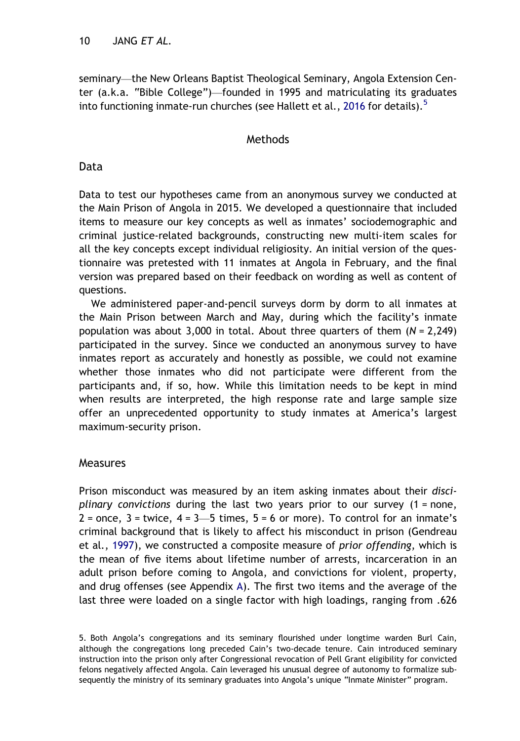seminary—the New Orleans Baptist Theological Seminary, Angola Extension Center (a.k.a. "Bible College")—founded in 1995 and matriculating its graduates into functioning inmate-run churches (see Hallett et al., 2016 for details).[5]

## Methods

### Data

Data to test our hypotheses came from an anonymous survey we conducted at the Main Prison of Angola in 2015. We developed a questionnaire that included items to measure our key concepts as well as inmates' sociodemographic and criminal justice-related backgrounds, constructing new multi-item scales for all the key concepts except individual religiosity. An initial version of the questionnaire was pretested with 11 inmates at Angola in February, and the final version was prepared based on their feedback on wording as well as content of questions.

We administered paper-and-pencil surveys dorm by dorm to all inmates at the Main Prison between March and May, during which the facility's inmate population was about 3,000 in total. About three quarters of them ($N$ = 2,249) participated in the survey. Since we conducted an anonymous survey to have inmates report as accurately and honestly as possible, we could not examine whether those inmates who did not participate were different from the participants and, if so, how. While this limitation needs to be kept in mind when results are interpreted, the high response rate and large sample size offer an unprecedented opportunity to study inmates at America's largest maximum-security prison.

### Measures

Prison misconduct was measured by an item asking inmates about their *disciplinary convictions* during the last two years prior to our survey (1 = none, 2 = once, 3 = twice, 4 = 3—5 times, 5 = 6 or more). To control for an inmate's criminal background that is likely to affect his misconduct in prison (Gendreau et al., 1997), we constructed a composite measure of *prior offending*, which is the mean of five items about lifetime number of arrests, incarceration in an adult prison before coming to Angola, and convictions for violent, property, and drug offenses (see Appendix A). The first two items and the average of the last three were loaded on a single factor with high loadings, ranging from .626

5. Both Angola's congregations and its seminary flourished under longtime warden Burl Cain, although the congregations long preceded Cain's two-decade tenure. Cain introduced seminary instruction into the prison only after Congressional revocation of Pell Grant eligibility for convicted felons negatively affected Angola. Cain leveraged his unusual degree of autonomy to formalize subsequently the ministry of its seminary graduates into Angola's unique "Inmate Minister" program.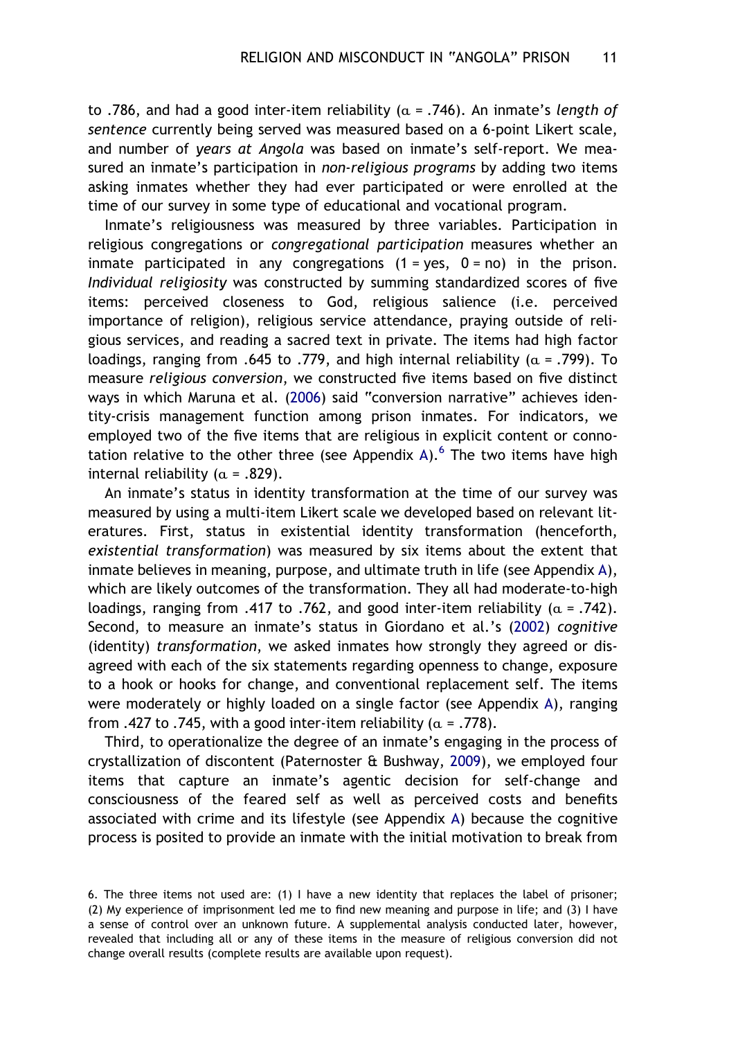to .786, and had a good inter-item reliability ($\alpha$ = .746). An inmate's *length of sentence* currently being served was measured based on a 6-point Likert scale, and number of *years at Angola* was based on inmate's self-report. We measured an inmate's participation in *non-religious programs* by adding two items asking inmates whether they had ever participated or were enrolled at the time of our survey in some type of educational and vocational program.

Inmate's religiousness was measured by three variables. Participation in religious congregations or *congregational participation* measures whether an inmate participated in any congregations (1 = yes, 0 = no) in the prison. *Individual religiosity* was constructed by summing standardized scores of five items: perceived closeness to God, religious salience (i.e. perceived importance of religion), religious service attendance, praying outside of religious services, and reading a sacred text in private. The items had high factor loadings, ranging from .645 to .779, and high internal reliability ($\alpha$ = .799). To measure *religious conversion*, we constructed five items based on five distinct ways in which Maruna et al. (2006) said "conversion narrative" achieves identity-crisis management function among prison inmates. For indicators, we employed two of the five items that are religious in explicit content or connotation relative to the other three (see Appendix A).[6] The two items have high internal reliability ($\alpha$ = .829).

An inmate's status in identity transformation at the time of our survey was measured by using a multi-item Likert scale we developed based on relevant literatures. First, status in existential identity transformation (henceforth, *existential transformation*) was measured by six items about the extent that inmate believes in meaning, purpose, and ultimate truth in life (see Appendix A), which are likely outcomes of the transformation. They all had moderate-to-high loadings, ranging from .417 to .762, and good inter-item reliability ($\alpha$ = .742). Second, to measure an inmate's status in Giordano et al.'s (2002) *cognitive* (identity) *transformation*, we asked inmates how strongly they agreed or disagreed with each of the six statements regarding openness to change, exposure to a hook or hooks for change, and conventional replacement self. The items were moderately or highly loaded on a single factor (see Appendix A), ranging from .427 to .745, with a good inter-item reliability ($\alpha$ = .778).

Third, to operationalize the degree of an inmate's engaging in the process of crystallization of discontent (Paternoster & Bushway, 2009), we employed four items that capture an inmate's agentic decision for self-change and consciousness of the feared self as well as perceived costs and benefits associated with crime and its lifestyle (see Appendix A) because the cognitive process is posited to provide an inmate with the initial motivation to break from

6. The three items not used are: (1) I have a new identity that replaces the label of prisoner; (2) My experience of imprisonment led me to find new meaning and purpose in life; and (3) I have a sense of control over an unknown future. A supplemental analysis conducted later, however, revealed that including all or any of these items in the measure of religious conversion did not change overall results (complete results are available upon request).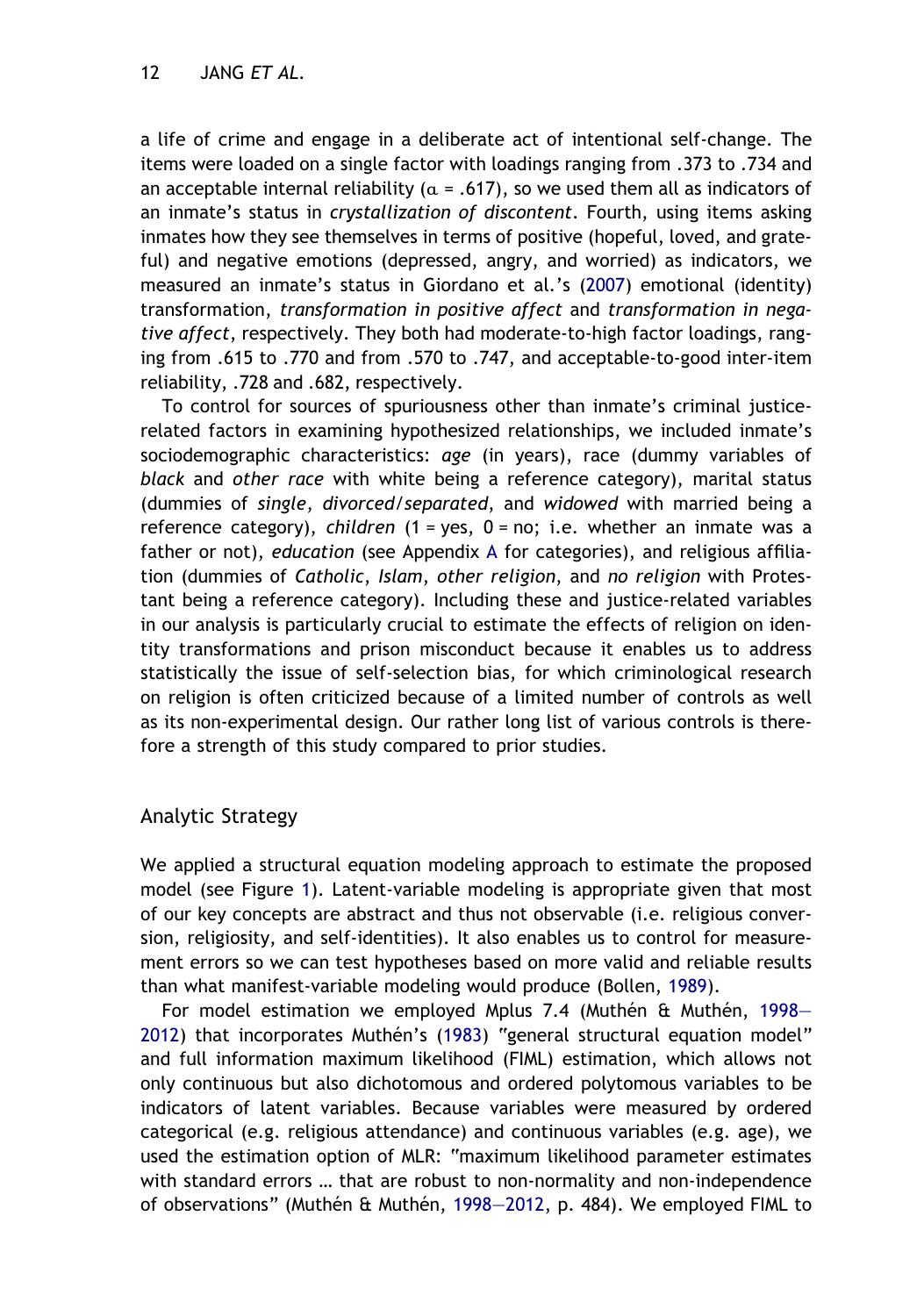a life of crime and engage in a deliberate act of intentional self-change. The items were loaded on a single factor with loadings ranging from .373 to .734 and an acceptable internal reliability ($\alpha$ = .617), so we used them all as indicators of an inmate's status in *crystallization of discontent*. Fourth, using items asking inmates how they see themselves in terms of positive (hopeful, loved, and grateful) and negative emotions (depressed, angry, and worried) as indicators, we measured an inmate's status in Giordano et al.'s (2007) emotional (identity) transformation, *transformation in positive affect* and *transformation in negative affect*, respectively. They both had moderate-to-high factor loadings, ranging from .615 to .770 and from .570 to .747, and acceptable-to-good inter-item reliability, .728 and .682, respectively.

To control for sources of spuriousness other than inmate's criminal justice-related factors in examining hypothesized relationships, we included inmate's sociodemographic characteristics: *age* (in years), race (dummy variables of *black* and *other race* with white being a reference category), marital status (dummies of *single*, *divorced/separated*, and *widowed* with married being a reference category), *children* (1 = yes, 0 = no; i.e. whether an inmate was a father or not), *education* (see Appendix A for categories), and religious affiliation (dummies of *Catholic*, *Islam*, *other religion*, and *no religion* with Protestant being a reference category). Including these and justice-related variables in our analysis is particularly crucial to estimate the effects of religion on identity transformations and prison misconduct because it enables us to address statistically the issue of self-selection bias, for which criminological research on religion is often criticized because of a limited number of controls as well as its non-experimental design. Our rather long list of various controls is therefore a strength of this study compared to prior studies.

## Analytic Strategy

We applied a structural equation modeling approach to estimate the proposed model (see Figure 1). Latent-variable modeling is appropriate given that most of our key concepts are abstract and thus not observable (i.e. religious conversion, religiosity, and self-identities). It also enables us to control for measurement errors so we can test hypotheses based on more valid and reliable results than what manifest-variable modeling would produce (Bollen, 1989).

For model estimation we employed Mplus 7.4 (Muthén & Muthén, 1998–2012) that incorporates Muthén's (1983) "general structural equation model" and full information maximum likelihood (FIML) estimation, which allows not only continuous but also dichotomous and ordered polytomous variables to be indicators of latent variables. Because variables were measured by ordered categorical (e.g. religious attendance) and continuous variables (e.g. age), we used the estimation option of MLR: "maximum likelihood parameter estimates with standard errors … that are robust to non-normality and non-independence of observations" (Muthén & Muthén, 1998–2012, p. 484). We employed FIML to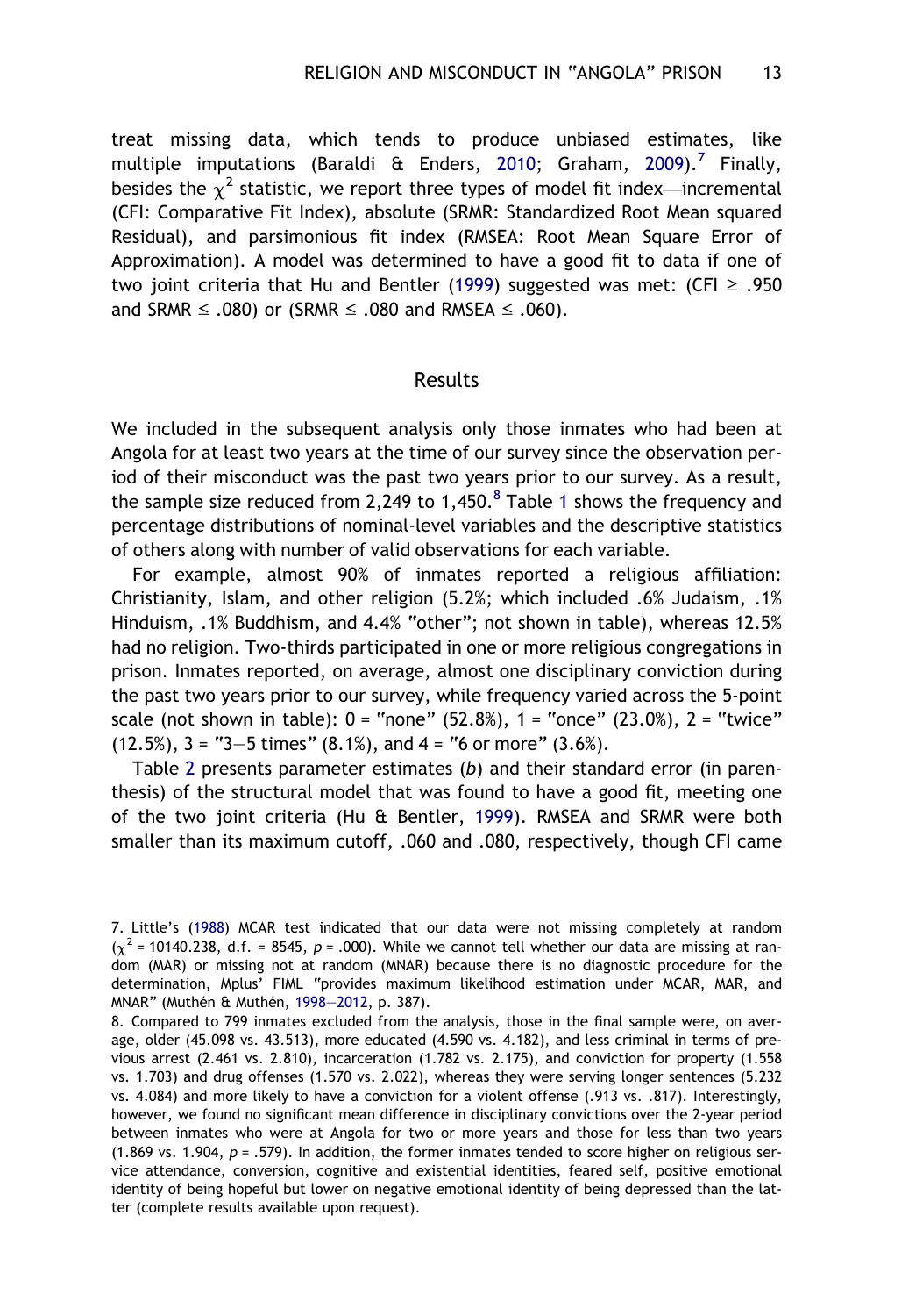treat missing data, which tends to produce unbiased estimates, like multiple imputations (Baraldi & Enders, 2010; Graham, 2009).[7] Finally, besides the $\chi^2$ statistic, we report three types of model fit index—incremental (CFI: Comparative Fit Index), absolute (SRMR: Standardized Root Mean squared Residual), and parsimonious fit index (RMSEA: Root Mean Square Error of Approximation). A model was determined to have a good fit to data if one of two joint criteria that Hu and Bentler (1999) suggested was met: (CFI $\geq$ .950 and SRMR $\leq$ .080) or (SRMR $\leq$ .080 and RMSEA $\leq$ .060).

## Results

We included in the subsequent analysis only those inmates who had been at Angola for at least two years at the time of our survey since the observation period of their misconduct was the past two years prior to our survey. As a result, the sample size reduced from 2,249 to 1,450.[8] Table 1 shows the frequency and percentage distributions of nominal-level variables and the descriptive statistics of others along with number of valid observations for each variable.

For example, almost 90% of inmates reported a religious affiliation: Christianity, Islam, and other religion (5.2%; which included .6% Judaism, .1% Hinduism, .1% Buddhism, and 4.4% "other"; not shown in table), whereas 12.5% had no religion. Two-thirds participated in one or more religious congregations in prison. Inmates reported, on average, almost one disciplinary conviction during the past two years prior to our survey, while frequency varied across the 5-point scale (not shown in table): 0 = "none" (52.8%), 1 = "once" (23.0%), 2 = "twice" (12.5%), 3 = "3–5 times" (8.1%), and 4 = "6 or more" (3.6%).

Table 2 presents parameter estimates (*b*) and their standard error (in parenthesis) of the structural model that was found to have a good fit, meeting one of the two joint criteria (Hu & Bentler, 1999). RMSEA and SRMR were both smaller than its maximum cutoff, .060 and .080, respectively, though CFI came

7. Little's (1988) MCAR test indicated that our data were not missing completely at random ($\chi^2$ = 10140.238, d.f. = 8545, $p$ = .000). While we cannot tell whether our data are missing at random (MAR) or missing not at random (MNAR) because there is no diagnostic procedure for the determination, Mplus' FIML "provides maximum likelihood estimation under MCAR, MAR, and MNAR" (Muthén & Muthén, 1998–2012, p. 387).

8. Compared to 799 inmates excluded from the analysis, those in the final sample were, on average, older (45.098 vs. 43.513), more educated (4.590 vs. 4.182), and less criminal in terms of previous arrest (2.461 vs. 2.810), incarceration (1.782 vs. 2.175), and conviction for property (1.558 vs. 1.703) and drug offenses (1.570 vs. 2.022), whereas they were serving longer sentences (5.232 vs. 4.084) and more likely to have a conviction for a violent offense (.913 vs. .817). Interestingly, however, we found no significant mean difference in disciplinary convictions over the 2-year period between inmates who were at Angola for two or more years and those for less than two years (1.869 vs. 1.904, $p$ = .579). In addition, the former inmates tended to score higher on religious service attendance, conversion, cognitive and existential identities, feared self, positive emotional identity of being hopeful but lower on negative emotional identity of being depressed than the latter (complete results available upon request).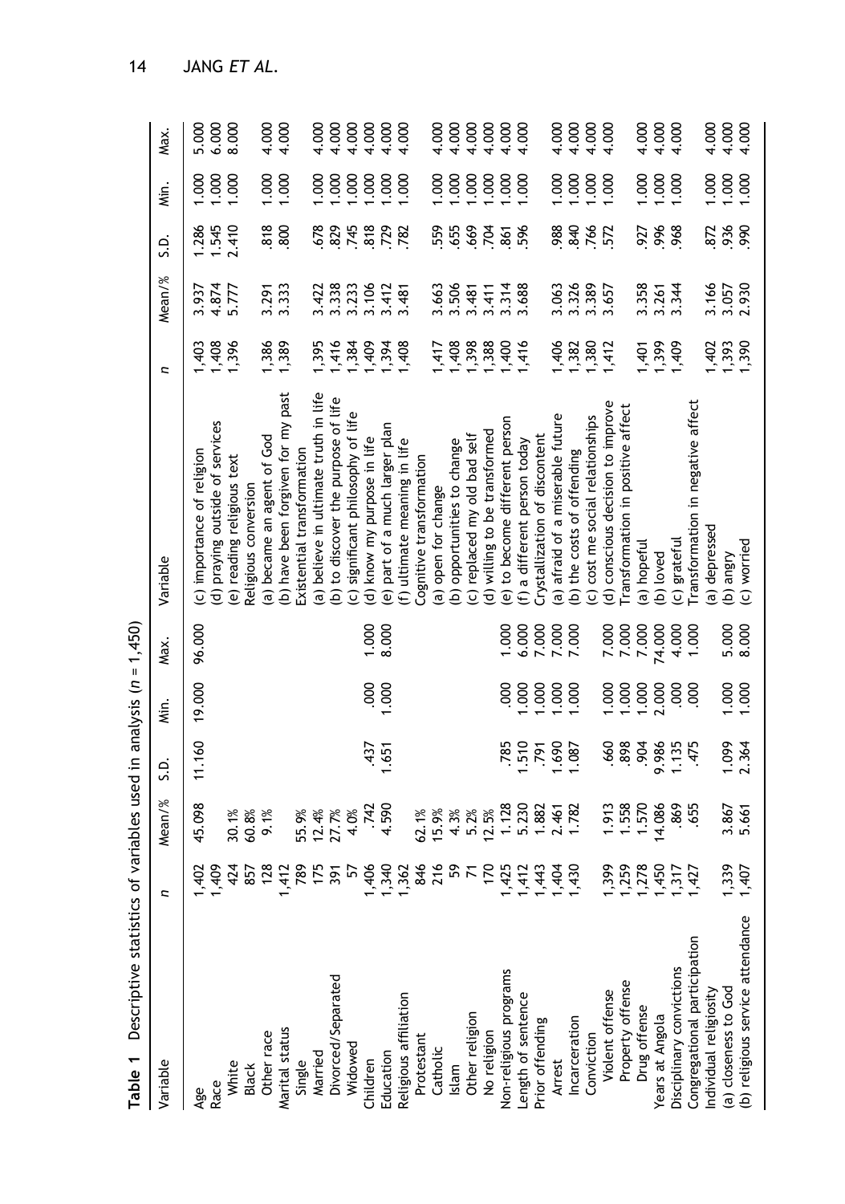**Table 1** Descriptive statistics of variables used in analysis ($n$ = 1,450)

| Variable | $n$ | Mean/% | S.D. | Min. | Max. | Variable | $n$ | Mean/% | S.D. | Min. | Max. |
|---|---|---|---|---|---|---|---|---|---|---|---|
| Age | 1,402 | 45.098 | 11.160 | 19.000 | 96.000 | (c) importance of religion | 1,403 | 3.937 | 1.286 | 1.000 | 5.000 |
| Race | 1,409 | | | | | (d) praying outside of services | 1,408 | 4.874 | 1.545 | 1.000 | 6.000 |
| White | 424 | 30.1% | | | | (e) reading religious text | 1,396 | 5.777 | 2.410 | 1.000 | 8.000 |
| Black | 857 | 60.8% | | | | Religious conversion | | | | | |
| Other race | 128 | 9.1% | | | | (a) became an agent of God | 1,386 | 3.291 | .818 | 1.000 | 4.000 |
| Marital status | 1,412 | | | | | (b) have been forgiven for my past | 1,389 | 3.333 | .800 | 1.000 | 4.000 |
| Single | 789 | 55.9% | | | | Existential transformation | | | | | |
| Married | 175 | 12.4% | | | | (a) believe in ultimate truth in life | 1,395 | 3.422 | .678 | 1.000 | 4.000 |
| Divorced/Separated | 391 | 27.7% | | | | (b) to discover the purpose of life | 1,416 | 3.338 | .829 | 1.000 | 4.000 |
| Widowed | 57 | 4.0% | | | | (c) significant philosophy of life | 1,384 | 3.233 | .745 | 1.000 | 4.000 |
| Children | 1,406 | .742 | .437 | .000 | 1.000 | (d) know my purpose in life | 1,409 | 3.106 | .818 | 1.000 | 4.000 |
| Education | 1,340 | 4.590 | 1.651 | 1.000 | 8.000 | (e) part of a much larger plan | 1,394 | 3.412 | .729 | 1.000 | 4.000 |
| Religious affiliation | 1,362 | | | | | (f) ultimate meaning in life | 1,408 | 3.481 | .782 | 1.000 | 4.000 |
| Protestant | 846 | 62.1% | | | | Cognitive transformation | | | | | |
| Catholic | 216 | 15.9% | | | | (a) open for change | 1,417 | 3.663 | .559 | 1.000 | 4.000 |
| Islam | 59 | 4.3% | | | | (b) opportunities to change | 1,408 | 3.506 | .655 | 1.000 | 4.000 |
| Other religion | 71 | 5.2% | | | | (c) replaced my old bad self | 1,398 | 3.481 | .669 | 1.000 | 4.000 |
| No religion | 170 | 12.5% | | | | (d) willing to be transformed | 1,388 | 3.411 | .704 | 1.000 | 4.000 |
| Non-religious programs | 1,425 | 1.128 | .785 | .000 | 1.000 | (e) to become different person | 1,400 | 3.314 | .861 | 1.000 | 4.000 |
| Length of sentence | 1,412 | 5.230 | 1.510 | 1.000 | 6.000 | (f) a different person today | 1,416 | 3.688 | .596 | 1.000 | 4.000 |
| Prior offending | 1,443 | 1.882 | .791 | 1.000 | 7.000 | Crystallization of discontent | | | | | |
| Arrest | 1,404 | 2.461 | 1.690 | 1.000 | 7.000 | (a) afraid of a miserable future | 1,406 | 3.063 | .988 | 1.000 | 4.000 |
| Incarceration | 1,430 | 1.782 | 1.087 | 1.000 | 7.000 | (b) the costs of offending | 1,382 | 3.326 | .840 | 1.000 | 4.000 |
| Conviction | | | | | | (c) cost me social relationships | 1,380 | 3.389 | .766 | 1.000 | 4.000 |
| Violent offense | 1,399 | 1.913 | .660 | 1.000 | 7.000 | (d) conscious decision to improve | 1,412 | 3.657 | .572 | 1.000 | 4.000 |
| Property offense | 1,259 | 1.558 | .898 | 1.000 | 7.000 | Transformation in positive affect | | | | | |
| Drug offense | 1,278 | 1.570 | .904 | 1.000 | 7.000 | (a) hopeful | 1,401 | 3.358 | .927 | 1.000 | 4.000 |
| Years at Angola | 1,450 | 14.086 | 9.986 | 2.000 | 74.000 | (b) loved | 1,399 | 3.261 | .996 | 1.000 | 4.000 |
| Disciplinary convictions | 1,317 | .869 | 1.135 | .000 | 4.000 | (c) grateful | 1,409 | 3.344 | .968 | 1.000 | 4.000 |
| Congregational participation | 1,427 | .655 | .475 | .000 | 1.000 | Transformation in negative affect | | | | | |
| Individual religiosity | | | | | | (a) depressed | 1,402 | 3.166 | .872 | 1.000 | 4.000 |
| (a) closeness to God | 1,339 | 3.867 | 1.099 | 1.000 | 5.000 | (b) angry | 1,393 | 3.057 | .936 | 1.000 | 4.000 |
| (b) religious service attendance | 1,407 | 5.661 | 2.364 | 1.000 | 8.000 | (c) worried | 1,390 | 2.930 | .990 | 1.000 | 4.000 |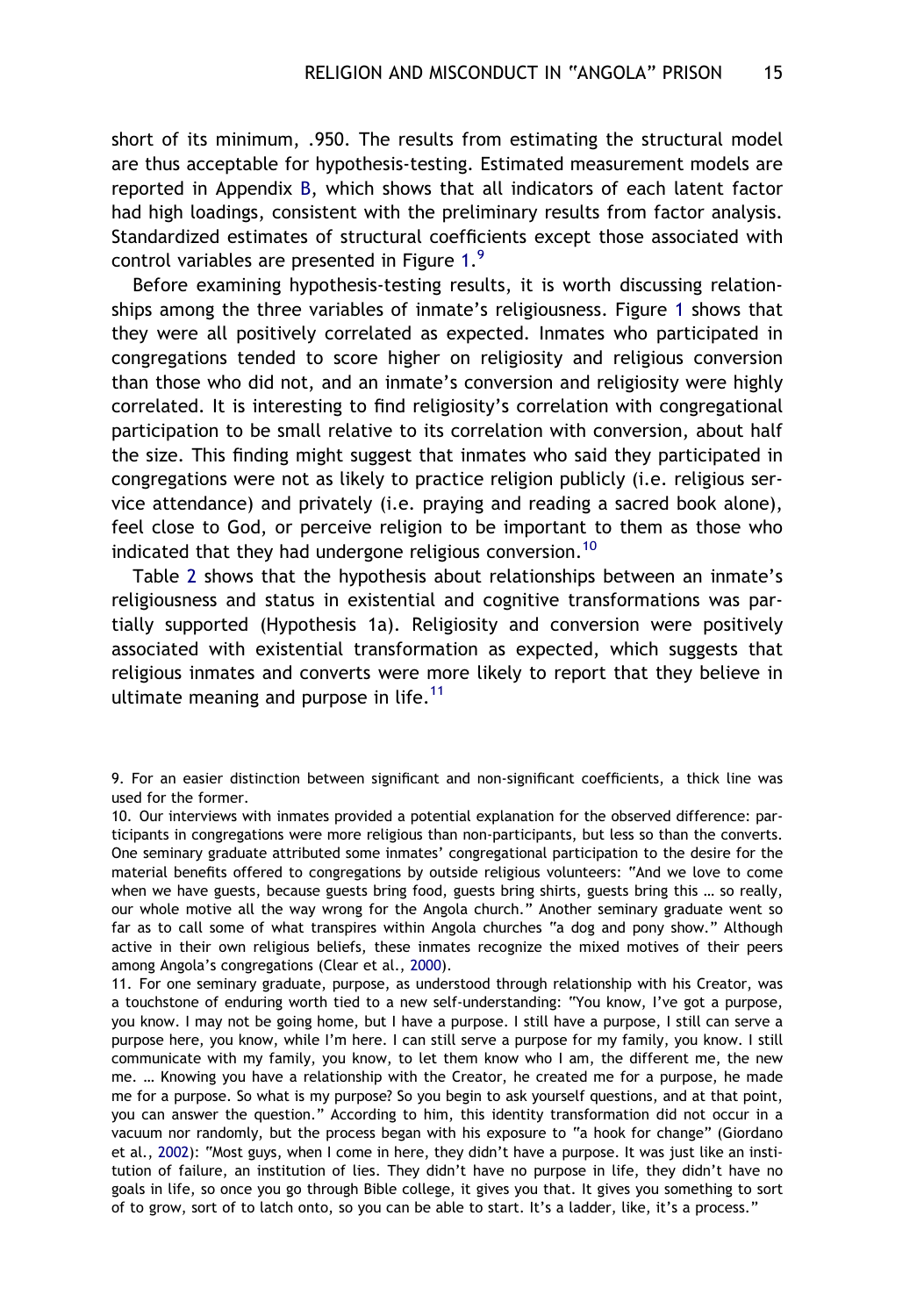short of its minimum, .950. The results from estimating the structural model are thus acceptable for hypothesis-testing. Estimated measurement models are reported in Appendix B, which shows that all indicators of each latent factor had high loadings, consistent with the preliminary results from factor analysis. Standardized estimates of structural coefficients except those associated with control variables are presented in Figure 1.[9]

Before examining hypothesis-testing results, it is worth discussing relationships among the three variables of inmate's religiousness. Figure 1 shows that they were all positively correlated as expected. Inmates who participated in congregations tended to score higher on religiosity and religious conversion than those who did not, and an inmate's conversion and religiosity were highly correlated. It is interesting to find religiosity's correlation with congregational participation to be small relative to its correlation with conversion, about half the size. This finding might suggest that inmates who said they participated in congregations were not as likely to practice religion publicly (i.e. religious service attendance) and privately (i.e. praying and reading a sacred book alone), feel close to God, or perceive religion to be important to them as those who indicated that they had undergone religious conversion.[10]

Table 2 shows that the hypothesis about relationships between an inmate's religiousness and status in existential and cognitive transformations was partially supported (Hypothesis 1a). Religiosity and conversion were positively associated with existential transformation as expected, which suggests that religious inmates and converts were more likely to report that they believe in ultimate meaning and purpose in life.[11]

9. For an easier distinction between significant and non-significant coefficients, a thick line was used for the former.

10. Our interviews with inmates provided a potential explanation for the observed difference: participants in congregations were more religious than non-participants, but less so than the converts. One seminary graduate attributed some inmates' congregational participation to the desire for the material benefits offered to congregations by outside religious volunteers: "And we love to come when we have guests, because guests bring food, guests bring shirts, guests bring this … so really, our whole motive all the way wrong for the Angola church." Another seminary graduate went so far as to call some of what transpires within Angola churches "a dog and pony show." Although active in their own religious beliefs, these inmates recognize the mixed motives of their peers among Angola's congregations (Clear et al., 2000).

11. For one seminary graduate, purpose, as understood through relationship with his Creator, was a touchstone of enduring worth tied to a new self-understanding: "You know, I've got a purpose, you know. I may not be going home, but I have a purpose. I still have a purpose, I still can serve a purpose here, you know, while I'm here. I can still serve a purpose for my family, you know. I still communicate with my family, you know, to let them know who I am, the different me, the new me. … Knowing you have a relationship with the Creator, he created me for a purpose, he made me for a purpose. So what is my purpose? So you begin to ask yourself questions, and at that point, you can answer the question." According to him, this identity transformation did not occur in a vacuum nor randomly, but the process began with his exposure to "a hook for change" (Giordano et al., 2002): "Most guys, when I come in here, they didn't have a purpose. It was just like an institution of failure, an institution of lies. They didn't have no purpose in life, they didn't have no goals in life, so once you go through Bible college, it gives you that. It gives you something to sort of to grow, sort of to latch onto, so you can be able to start. It's a ladder, like, it's a process."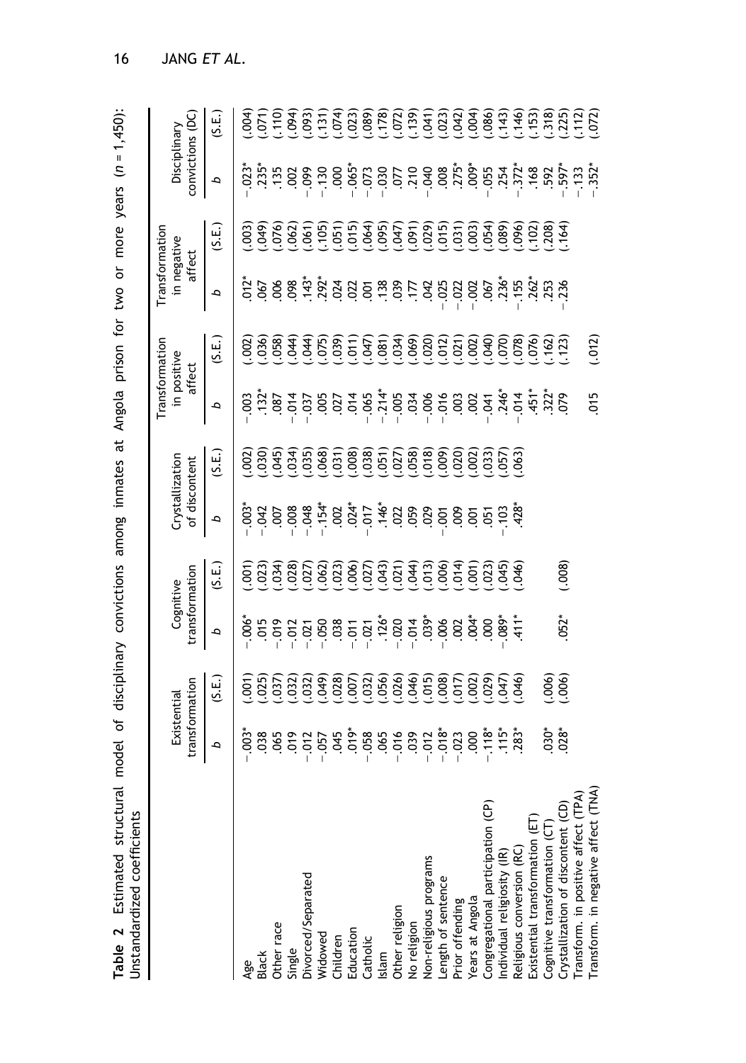**Table 2** Estimated structural model of disciplinary convictions among inmates at Angola prison for two or more years ($n$ = 1,450): Unstandardized coefficients

| | Existential transformation | | Cognitive transformation | | Crystallization of discontent | | Transformation in positive affect | | Transformation in negative affect | | Disciplinary convictions (DC) | |
|---|---|---|---|---|---|---|---|---|---|---|---|---|
| | *b* | (S.E.) | *b* | (S.E.) | *b* | (S.E.) | *b* | (S.E.) | *b* | (S.E.) | *b* | (S.E.) |
| Age | −.003* | (.001) | −.006* | (.001) | −.003* | (.002) | −.003 | (.002) | .012* | (.003) | −.023* | (.004) |
| Black | .038 | (.025) | .015 | (.023) | −.042 | (.030) | .132* | (.036) | .067 | (.049) | .235* | (.071) |
| Other race | .065 | (.037) | −.019 | (.034) | .007 | (.045) | .087 | (.058) | .006 | (.076) | .135 | (.110) |
| Single | .019 | (.032) | −.012 | (.028) | −.008 | (.034) | −.014 | (.044) | .098 | (.062) | .002 | (.094) |
| Divorced/Separated | −.012 | (.032) | −.021 | (.027) | −.048 | (.035) | −.037 | (.044) | .143* | (.061) | −.099 | (.093) |
| Widowed | −.057 | (.049) | −.050 | (.062) | −.154* | (.068) | .005 | (.075) | .292* | (.105) | −.130 | (.131) |
| Children | .045 | (.028) | .038 | (.023) | .002 | (.031) | .027 | (.039) | .024 | (.051) | .000 | (.074) |
| Education | .019* | (.007) | −.011 | (.006) | .024* | (.008) | .014 | (.011) | .022 | (.015) | −.065* | (.023) |
| Catholic | −.058 | (.032) | −.021 | (.027) | −.017 | (.038) | −.065 | (.047) | .001 | (.064) | −.073 | (.089) |
| Islam | .065 | (.056) | .126* | (.043) | .146* | (.051) | −.214* | (.081) | .138 | (.095) | −.030 | (.178) |
| Other religion | −.016 | (.026) | −.020 | (.021) | .022 | (.027) | −.005 | (.034) | .039 | (.047) | .077 | (.072) |
| No religion | .039 | (.046) | −.014 | (.044) | .059 | (.058) | .034 | (.069) | .177 | (.091) | .210 | (.139) |
| Non-religious programs | −.012 | (.015) | .039* | (.013) | .029 | (.018) | −.006 | (.020) | .042 | (.029) | −.040 | (.041) |
| Length of sentence | −.018* | (.008) | −.006 | (.006) | −.001 | (.009) | −.016 | (.012) | −.025 | (.015) | .008 | (.023) |
| Prior offending | −.023 | (.017) | .002 | (.014) | .009 | (.020) | .003 | (.021) | −.022 | (.031) | .275* | (.042) |
| Years at Angola | .000 | (.002) | .004* | (.001) | .001 | (.002) | .002 | (.002) | −.002 | (.003) | .009* | (.004) |
| Congregational participation (CP) | −.118* | (.029) | .000 | (.023) | .051 | (.033) | −.041 | (.040) | .067 | (.054) | −.055 | (.086) |
| Individual religiosity (IR) | .115* | (.047) | −.089* | (.045) | −.103 | (.057) | .246* | (.070) | .236* | (.089) | .254 | (.143) |
| Religious conversion (RC) | .283* | (.046) | .411* | (.046) | .428* | (.063) | −.014 | (.078) | −.155 | (.096) | −.372* | (.146) |
| Existential transformation (ET) | | | | | | | .451* | (.076) | .262* | (.102) | .168 | (.153) |
| Cognitive transformation (CT) | .030* | (.006) | | | | | .322* | (.162) | .253 | (.208) | .592 | (.318) |
| Crystallization of discontent (CD) | .028* | (.006) | .052* | (.008) | | | .079 | (.123) | −.236 | (.164) | −.597* | (.225) |
| Transform. in positive affect (TPA) | | | | | | | | | | | −.133 | (.112) |
| Transform. in negative affect (TNA) | | | | | | | .015 | (.012) | | | −.352* | (.072) |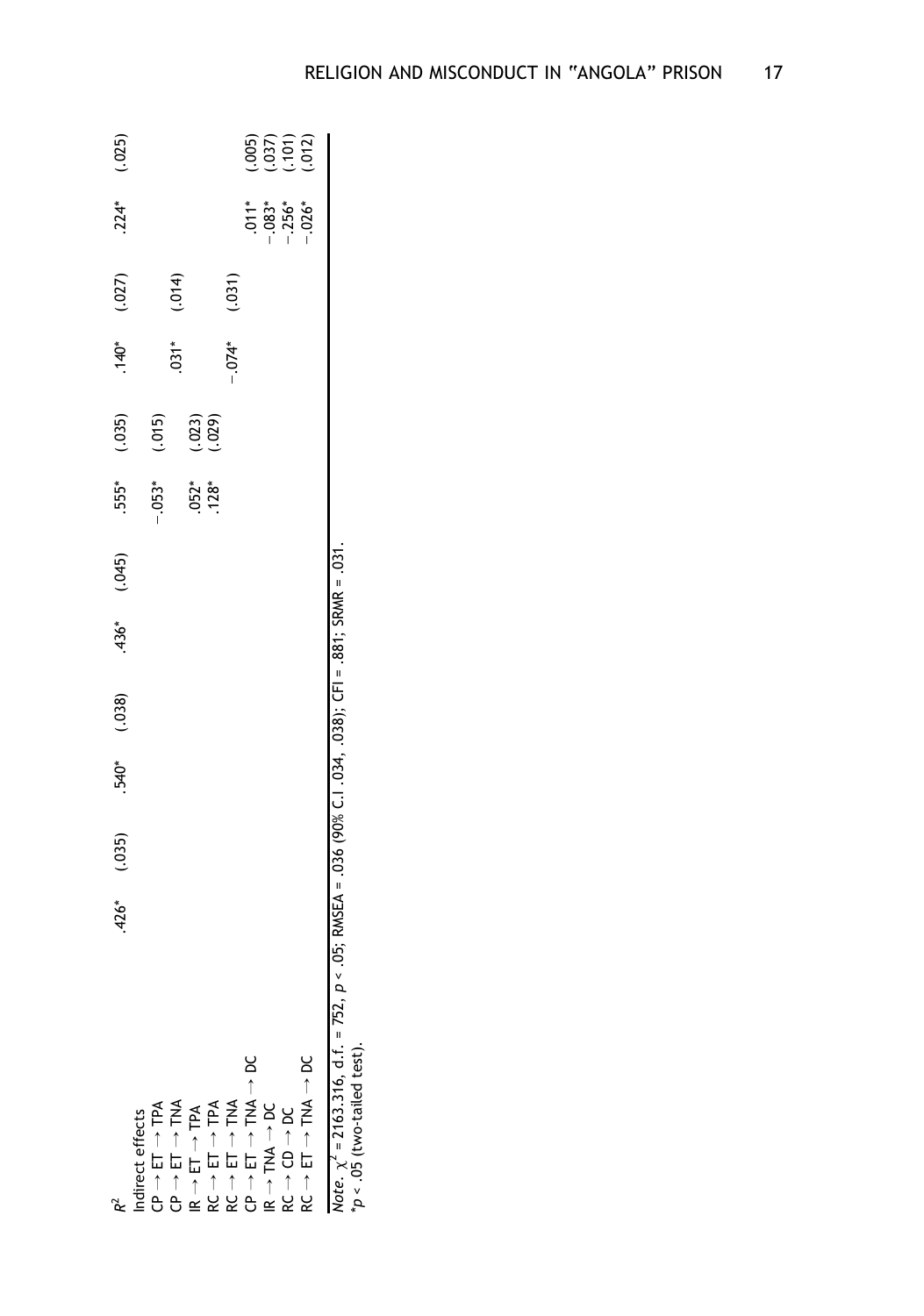| | | | | | | | | | | | | |
|---|---|---|---|---|---|---|---|---|---|---|---|---|
| $R^2$ | .426* | (.035) | .540* | (.038) | .436* | (.045) | .555* | (.035) | .140* | (.027) | .224* | (.025) |
| Indirect effects | | | | | | | | | | | | |
| CP → ET → TPA | | | | | | | −.053* | (.015) | | | | |
| CP → ET → TNA | | | | | | | | | .031* | (.014) | | |
| IR → ET → TPA | | | | | | | .052* | (.023) | | | | |
| RC → ET → TPA | | | | | | | .128* | (.029) | | | | |
| RC → ET → TNA | | | | | | | | | −.074* | (.031) | | |
| CP → ET → TNA → DC | | | | | | | | | | | .011* | (.005) |
| IR → TNA → DC | | | | | | | | | | | −.083* | (.037) |
| RC → CD → DC | | | | | | | | | | | −.256* | (.101) |
| RC → ET → TNA → DC | | | | | | | | | | | −.026* | (.012) |

*Note*. $\chi^2$ = 2163.316, d.f. = 752, $p < .05$; RMSEA = .036 (90% C.I .034, .038); CFI = .881; SRMR = .031.
*$p < .05$ (two-tailed test).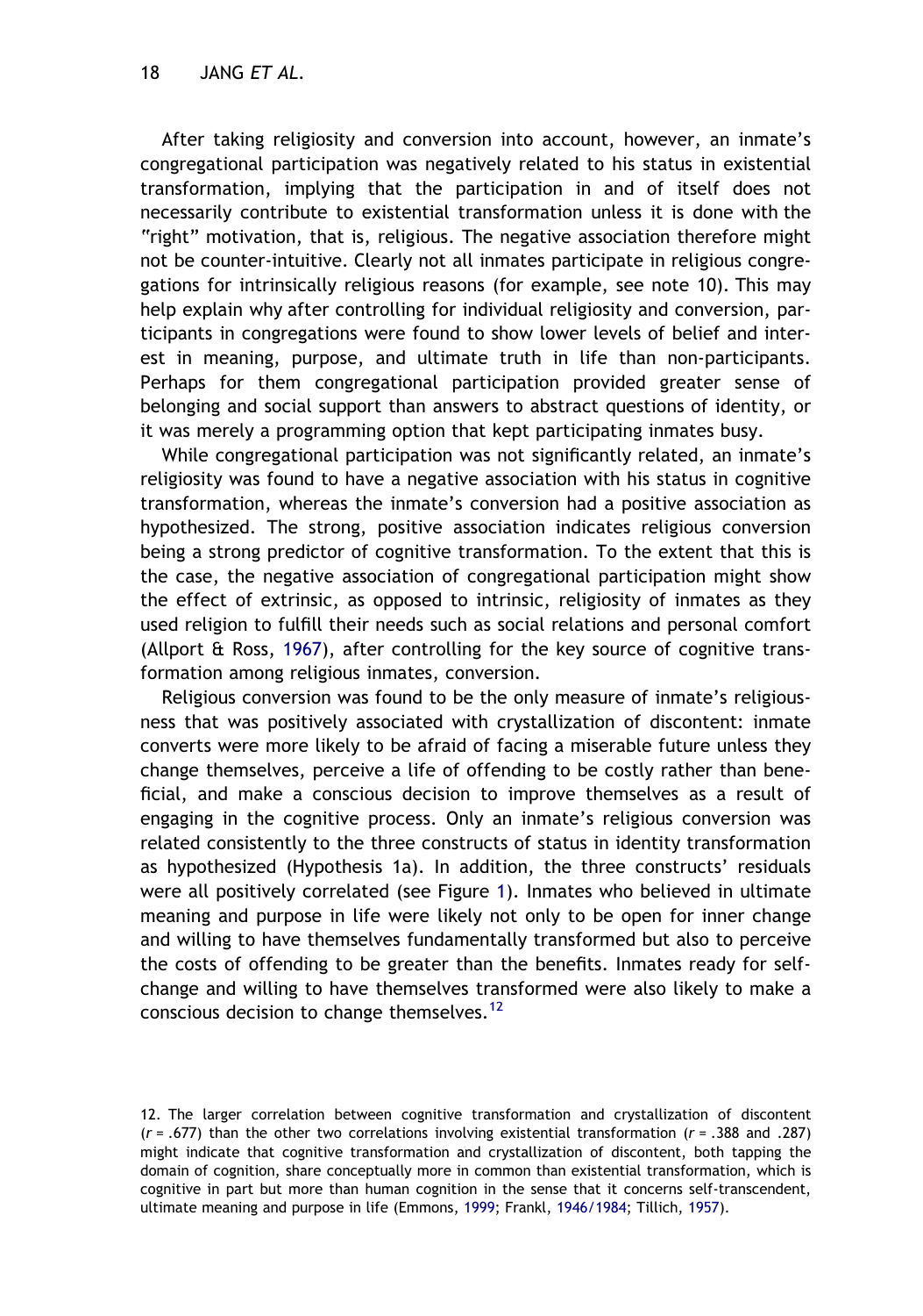After taking religiosity and conversion into account, however, an inmate's congregational participation was negatively related to his status in existential transformation, implying that the participation in and of itself does not necessarily contribute to existential transformation unless it is done with the "right" motivation, that is, religious. The negative association therefore might not be counter-intuitive. Clearly not all inmates participate in religious congregations for intrinsically religious reasons (for example, see note 10). This may help explain why after controlling for individual religiosity and conversion, participants in congregations were found to show lower levels of belief and interest in meaning, purpose, and ultimate truth in life than non-participants. Perhaps for them congregational participation provided greater sense of belonging and social support than answers to abstract questions of identity, or it was merely a programming option that kept participating inmates busy.

While congregational participation was not significantly related, an inmate's religiosity was found to have a negative association with his status in cognitive transformation, whereas the inmate's conversion had a positive association as hypothesized. The strong, positive association indicates religious conversion being a strong predictor of cognitive transformation. To the extent that this is the case, the negative association of congregational participation might show the effect of extrinsic, as opposed to intrinsic, religiosity of inmates as they used religion to fulfill their needs such as social relations and personal comfort (Allport & Ross, 1967), after controlling for the key source of cognitive transformation among religious inmates, conversion.

Religious conversion was found to be the only measure of inmate's religiousness that was positively associated with crystallization of discontent: inmate converts were more likely to be afraid of facing a miserable future unless they change themselves, perceive a life of offending to be costly rather than beneficial, and make a conscious decision to improve themselves as a result of engaging in the cognitive process. Only an inmate's religious conversion was related consistently to the three constructs of status in identity transformation as hypothesized (Hypothesis 1a). In addition, the three constructs' residuals were all positively correlated (see Figure 1). Inmates who believed in ultimate meaning and purpose in life were likely not only to be open for inner change and willing to have themselves fundamentally transformed but also to perceive the costs of offending to be greater than the benefits. Inmates ready for self-change and willing to have themselves transformed were also likely to make a conscious decision to change themselves.[12]

12. The larger correlation between cognitive transformation and crystallization of discontent ($r$ = .677) than the other two correlations involving existential transformation ($r$ = .388 and .287) might indicate that cognitive transformation and crystallization of discontent, both tapping the domain of cognition, share conceptually more in common than existential transformation, which is cognitive in part but more than human cognition in the sense that it concerns self-transcendent, ultimate meaning and purpose in life (Emmons, 1999; Frankl, 1946/1984; Tillich, 1957).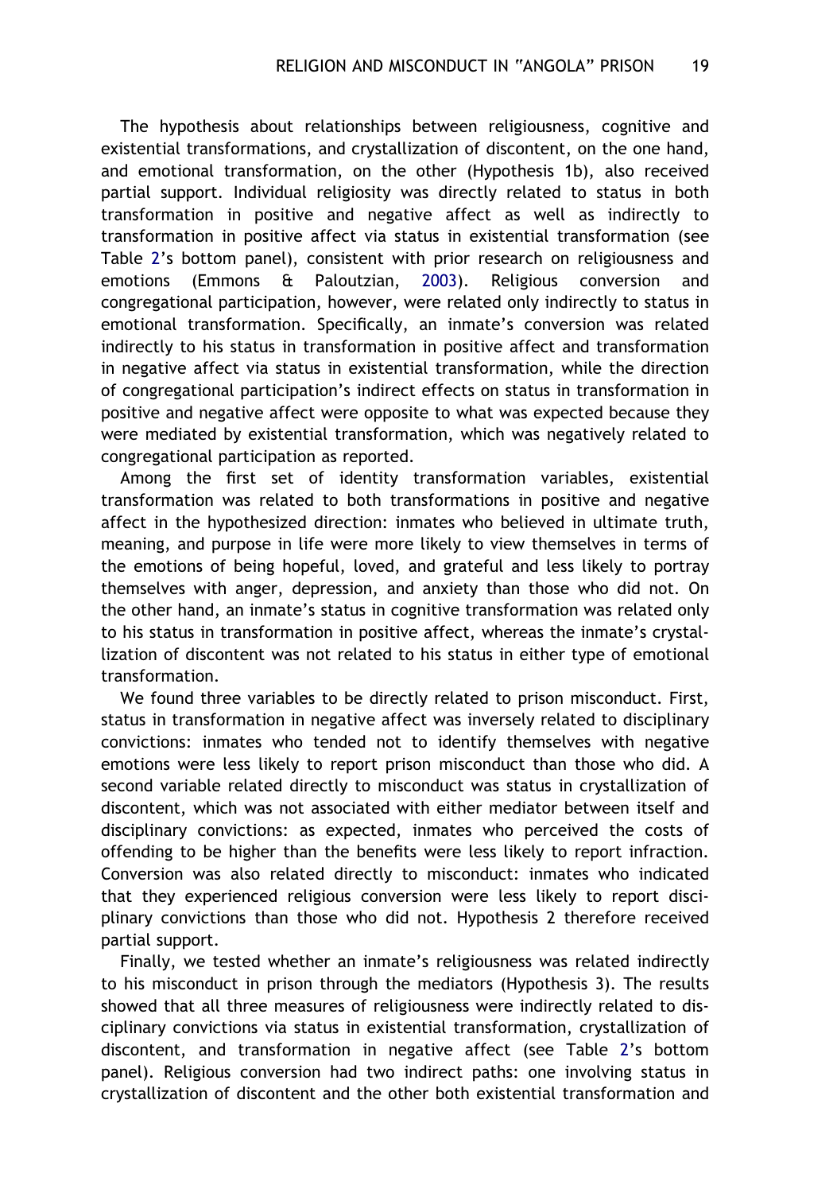The hypothesis about relationships between religiousness, cognitive and existential transformations, and crystallization of discontent, on the one hand, and emotional transformation, on the other (Hypothesis 1b), also received partial support. Individual religiosity was directly related to status in both transformation in positive and negative affect as well as indirectly to transformation in positive affect via status in existential transformation (see Table 2's bottom panel), consistent with prior research on religiousness and emotions (Emmons & Paloutzian, 2003). Religious conversion and congregational participation, however, were related only indirectly to status in emotional transformation. Specifically, an inmate's conversion was related indirectly to his status in transformation in positive affect and transformation in negative affect via status in existential transformation, while the direction of congregational participation's indirect effects on status in transformation in positive and negative affect were opposite to what was expected because they were mediated by existential transformation, which was negatively related to congregational participation as reported.

Among the first set of identity transformation variables, existential transformation was related to both transformations in positive and negative affect in the hypothesized direction: inmates who believed in ultimate truth, meaning, and purpose in life were more likely to view themselves in terms of the emotions of being hopeful, loved, and grateful and less likely to portray themselves with anger, depression, and anxiety than those who did not. On the other hand, an inmate's status in cognitive transformation was related only to his status in transformation in positive affect, whereas the inmate's crystallization of discontent was not related to his status in either type of emotional transformation.

We found three variables to be directly related to prison misconduct. First, status in transformation in negative affect was inversely related to disciplinary convictions: inmates who tended not to identify themselves with negative emotions were less likely to report prison misconduct than those who did. A second variable related directly to misconduct was status in crystallization of discontent, which was not associated with either mediator between itself and disciplinary convictions: as expected, inmates who perceived the costs of offending to be higher than the benefits were less likely to report infraction. Conversion was also related directly to misconduct: inmates who indicated that they experienced religious conversion were less likely to report disciplinary convictions than those who did not. Hypothesis 2 therefore received partial support.

Finally, we tested whether an inmate's religiousness was related indirectly to his misconduct in prison through the mediators (Hypothesis 3). The results showed that all three measures of religiousness were indirectly related to disciplinary convictions via status in existential transformation, crystallization of discontent, and transformation in negative affect (see Table 2's bottom panel). Religious conversion had two indirect paths: one involving status in crystallization of discontent and the other both existential transformation and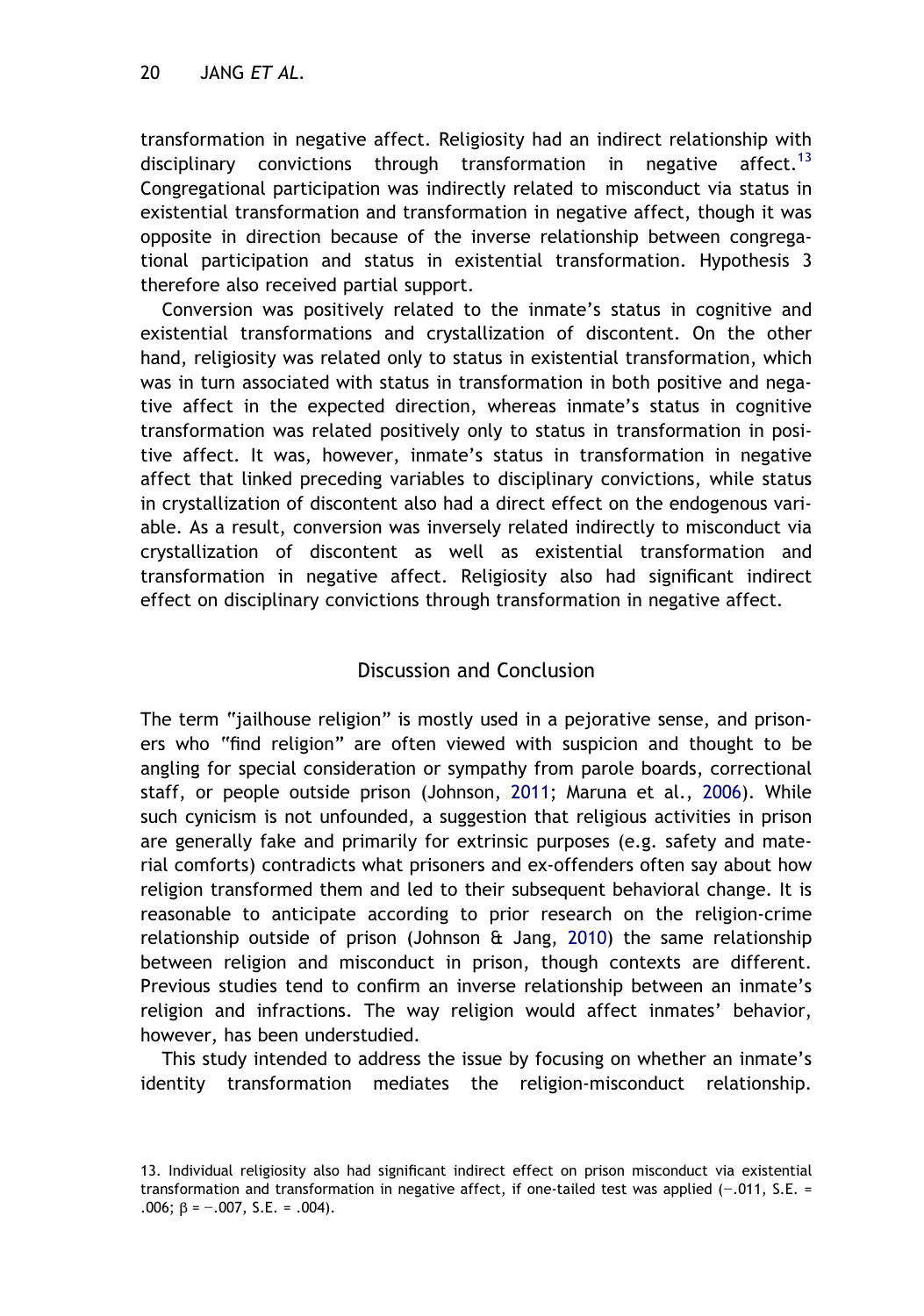transformation in negative affect. Religiosity had an indirect relationship with disciplinary convictions through transformation in negative affect.[13] Congregational participation was indirectly related to misconduct via status in existential transformation and transformation in negative affect, though it was opposite in direction because of the inverse relationship between congregational participation and status in existential transformation. Hypothesis 3 therefore also received partial support.

Conversion was positively related to the inmate's status in cognitive and existential transformations and crystallization of discontent. On the other hand, religiosity was related only to status in existential transformation, which was in turn associated with status in transformation in both positive and negative affect in the expected direction, whereas inmate's status in cognitive transformation was related positively only to status in transformation in positive affect. It was, however, inmate's status in transformation in negative affect that linked preceding variables to disciplinary convictions, while status in crystallization of discontent also had a direct effect on the endogenous variable. As a result, conversion was inversely related indirectly to misconduct via crystallization of discontent as well as existential transformation and transformation in negative affect. Religiosity also had significant indirect effect on disciplinary convictions through transformation in negative affect.

## Discussion and Conclusion

The term "jailhouse religion" is mostly used in a pejorative sense, and prisoners who "find religion" are often viewed with suspicion and thought to be angling for special consideration or sympathy from parole boards, correctional staff, or people outside prison (Johnson, 2011; Maruna et al., 2006). While such cynicism is not unfounded, a suggestion that religious activities in prison are generally fake and primarily for extrinsic purposes (e.g. safety and material comforts) contradicts what prisoners and ex-offenders often say about how religion transformed them and led to their subsequent behavioral change. It is reasonable to anticipate according to prior research on the religion-crime relationship outside of prison (Johnson & Jang, 2010) the same relationship between religion and misconduct in prison, though contexts are different. Previous studies tend to confirm an inverse relationship between an inmate's religion and infractions. The way religion would affect inmates' behavior, however, has been understudied.

This study intended to address the issue by focusing on whether an inmate's identity transformation mediates the religion-misconduct relationship.

13. Individual religiosity also had significant indirect effect on prison misconduct via existential transformation and transformation in negative affect, if one-tailed test was applied (−.011, S.E. = .006; $\beta = -.007$, S.E. = .004).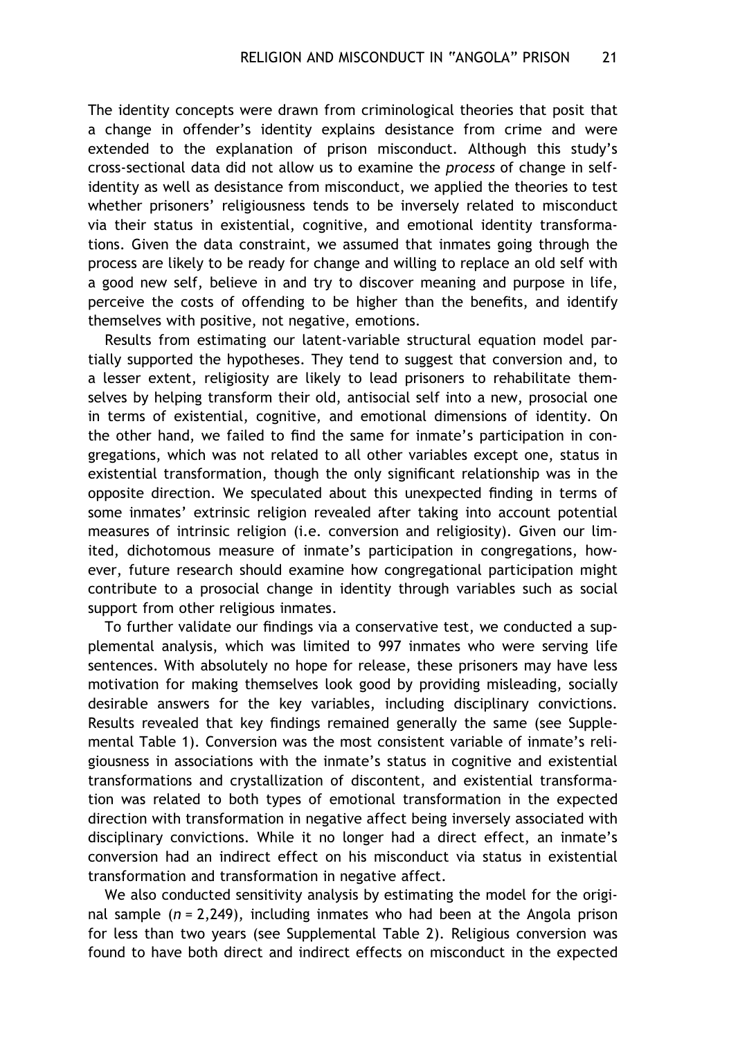The identity concepts were drawn from criminological theories that posit that a change in offender's identity explains desistance from crime and were extended to the explanation of prison misconduct. Although this study's cross-sectional data did not allow us to examine the *process* of change in self-identity as well as desistance from misconduct, we applied the theories to test whether prisoners' religiousness tends to be inversely related to misconduct via their status in existential, cognitive, and emotional identity transformations. Given the data constraint, we assumed that inmates going through the process are likely to be ready for change and willing to replace an old self with a good new self, believe in and try to discover meaning and purpose in life, perceive the costs of offending to be higher than the benefits, and identify themselves with positive, not negative, emotions.

Results from estimating our latent-variable structural equation model partially supported the hypotheses. They tend to suggest that conversion and, to a lesser extent, religiosity are likely to lead prisoners to rehabilitate themselves by helping transform their old, antisocial self into a new, prosocial one in terms of existential, cognitive, and emotional dimensions of identity. On the other hand, we failed to find the same for inmate's participation in congregations, which was not related to all other variables except one, status in existential transformation, though the only significant relationship was in the opposite direction. We speculated about this unexpected finding in terms of some inmates' extrinsic religion revealed after taking into account potential measures of intrinsic religion (i.e. conversion and religiosity). Given our limited, dichotomous measure of inmate's participation in congregations, however, future research should examine how congregational participation might contribute to a prosocial change in identity through variables such as social support from other religious inmates.

To further validate our findings via a conservative test, we conducted a supplemental analysis, which was limited to 997 inmates who were serving life sentences. With absolutely no hope for release, these prisoners may have less motivation for making themselves look good by providing misleading, socially desirable answers for the key variables, including disciplinary convictions. Results revealed that key findings remained generally the same (see Supplemental Table 1). Conversion was the most consistent variable of inmate's religiousness in associations with the inmate's status in cognitive and existential transformations and crystallization of discontent, and existential transformation was related to both types of emotional transformation in the expected direction with transformation in negative affect being inversely associated with disciplinary convictions. While it no longer had a direct effect, an inmate's conversion had an indirect effect on his misconduct via status in existential transformation and transformation in negative affect.

We also conducted sensitivity analysis by estimating the model for the original sample ($n = 2{,}249$), including inmates who had been at the Angola prison for less than two years (see Supplemental Table 2). Religious conversion was found to have both direct and indirect effects on misconduct in the expected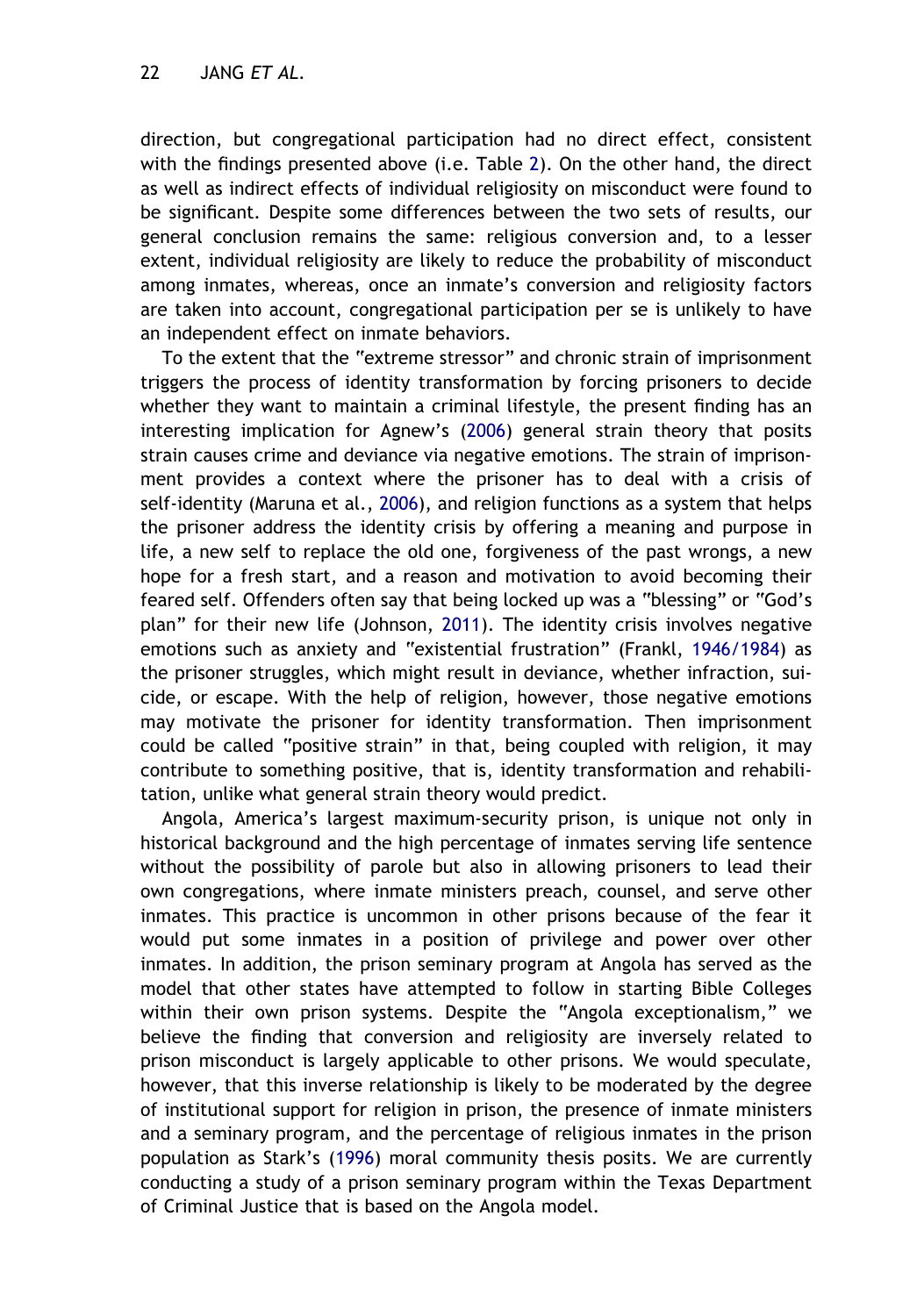direction, but congregational participation had no direct effect, consistent with the findings presented above (i.e. Table 2). On the other hand, the direct as well as indirect effects of individual religiosity on misconduct were found to be significant. Despite some differences between the two sets of results, our general conclusion remains the same: religious conversion and, to a lesser extent, individual religiosity are likely to reduce the probability of misconduct among inmates, whereas, once an inmate's conversion and religiosity factors are taken into account, congregational participation per se is unlikely to have an independent effect on inmate behaviors.

To the extent that the "extreme stressor" and chronic strain of imprisonment triggers the process of identity transformation by forcing prisoners to decide whether they want to maintain a criminal lifestyle, the present finding has an interesting implication for Agnew's (2006) general strain theory that posits strain causes crime and deviance via negative emotions. The strain of imprisonment provides a context where the prisoner has to deal with a crisis of self-identity (Maruna et al., 2006), and religion functions as a system that helps the prisoner address the identity crisis by offering a meaning and purpose in life, a new self to replace the old one, forgiveness of the past wrongs, a new hope for a fresh start, and a reason and motivation to avoid becoming their feared self. Offenders often say that being locked up was a "blessing" or "God's plan" for their new life (Johnson, 2011). The identity crisis involves negative emotions such as anxiety and "existential frustration" (Frankl, 1946/1984) as the prisoner struggles, which might result in deviance, whether infraction, suicide, or escape. With the help of religion, however, those negative emotions may motivate the prisoner for identity transformation. Then imprisonment could be called "positive strain" in that, being coupled with religion, it may contribute to something positive, that is, identity transformation and rehabilitation, unlike what general strain theory would predict.

Angola, America's largest maximum-security prison, is unique not only in historical background and the high percentage of inmates serving life sentence without the possibility of parole but also in allowing prisoners to lead their own congregations, where inmate ministers preach, counsel, and serve other inmates. This practice is uncommon in other prisons because of the fear it would put some inmates in a position of privilege and power over other inmates. In addition, the prison seminary program at Angola has served as the model that other states have attempted to follow in starting Bible Colleges within their own prison systems. Despite the "Angola exceptionalism," we believe the finding that conversion and religiosity are inversely related to prison misconduct is largely applicable to other prisons. We would speculate, however, that this inverse relationship is likely to be moderated by the degree of institutional support for religion in prison, the presence of inmate ministers and a seminary program, and the percentage of religious inmates in the prison population as Stark's (1996) moral community thesis posits. We are currently conducting a study of a prison seminary program within the Texas Department of Criminal Justice that is based on the Angola model.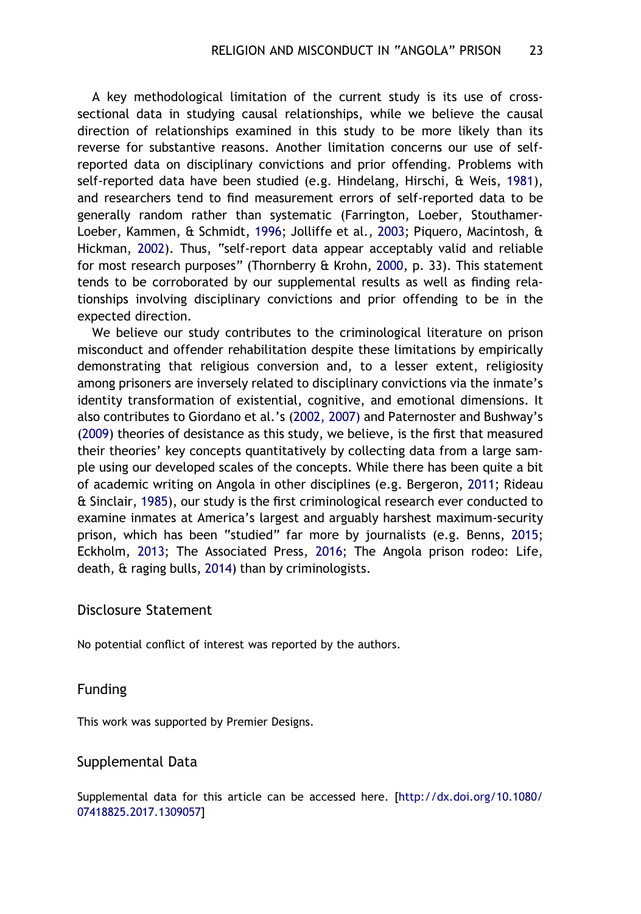A key methodological limitation of the current study is its use of cross-sectional data in studying causal relationships, while we believe the causal direction of relationships examined in this study to be more likely than its reverse for substantive reasons. Another limitation concerns our use of self-reported data on disciplinary convictions and prior offending. Problems with self-reported data have been studied (e.g. Hindelang, Hirschi, & Weis, 1981), and researchers tend to find measurement errors of self-reported data to be generally random rather than systematic (Farrington, Loeber, Stouthamer-Loeber, Kammen, & Schmidt, 1996; Jolliffe et al., 2003; Piquero, Macintosh, & Hickman, 2002). Thus, "self-report data appear acceptably valid and reliable for most research purposes" (Thornberry & Krohn, 2000, p. 33). This statement tends to be corroborated by our supplemental results as well as finding relationships involving disciplinary convictions and prior offending to be in the expected direction.

We believe our study contributes to the criminological literature on prison misconduct and offender rehabilitation despite these limitations by empirically demonstrating that religious conversion and, to a lesser extent, religiosity among prisoners are inversely related to disciplinary convictions via the inmate's identity transformation of existential, cognitive, and emotional dimensions. It also contributes to Giordano et al.'s (2002, 2007) and Paternoster and Bushway's (2009) theories of desistance as this study, we believe, is the first that measured their theories' key concepts quantitatively by collecting data from a large sample using our developed scales of the concepts. While there has been quite a bit of academic writing on Angola in other disciplines (e.g. Bergeron, 2011; Rideau & Sinclair, 1985), our study is the first criminological research ever conducted to examine inmates at America's largest and arguably harshest maximum-security prison, which has been "studied" far more by journalists (e.g. Benns, 2015; Eckholm, 2013; The Associated Press, 2016; The Angola prison rodeo: Life, death, & raging bulls, 2014) than by criminologists.

## Disclosure Statement

No potential conflict of interest was reported by the authors.

## Funding

This work was supported by Premier Designs.

## Supplemental Data

Supplemental data for this article can be accessed here. [http://dx.doi.org/10.1080/07418825.2017.1309057]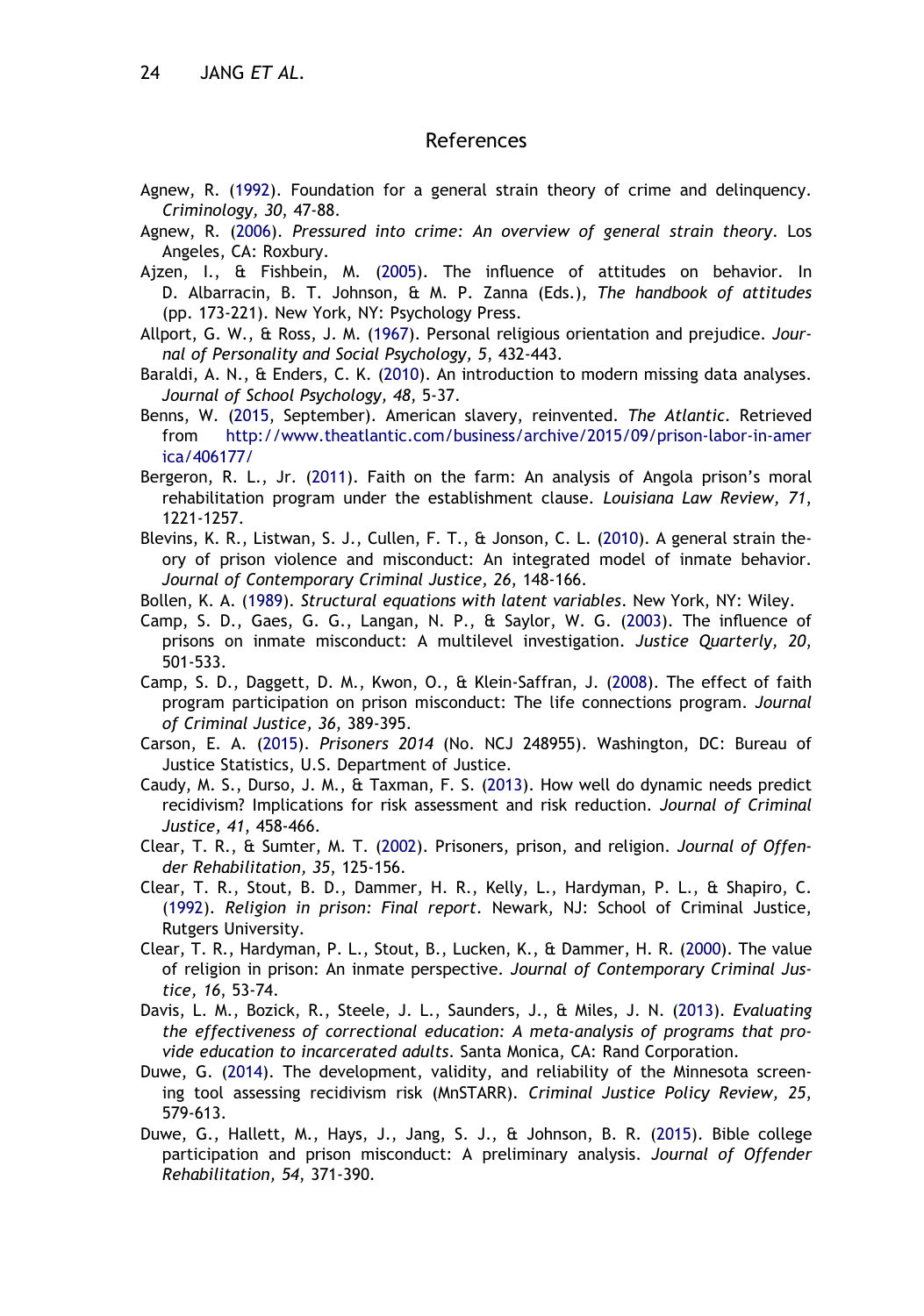## References

Agnew, R. (1992). Foundation for a general strain theory of crime and delinquency. *Criminology, 30*, 47-88.

Agnew, R. (2006). *Pressured into crime: An overview of general strain theory*. Los Angeles, CA: Roxbury.

Ajzen, I., & Fishbein, M. (2005). The influence of attitudes on behavior. In D. Albarracin, B. T. Johnson, & M. P. Zanna (Eds.), *The handbook of attitudes* (pp. 173-221). New York, NY: Psychology Press.

Allport, G. W., & Ross, J. M. (1967). Personal religious orientation and prejudice. *Journal of Personality and Social Psychology, 5*, 432-443.

Baraldi, A. N., & Enders, C. K. (2010). An introduction to modern missing data analyses. *Journal of School Psychology, 48*, 5-37.

Benns, W. (2015, September). American slavery, reinvented. *The Atlantic*. Retrieved from http://www.theatlantic.com/business/archive/2015/09/prison-labor-in-america/406177/

Bergeron, R. L., Jr. (2011). Faith on the farm: An analysis of Angola prison's moral rehabilitation program under the establishment clause. *Louisiana Law Review, 71*, 1221-1257.

Blevins, K. R., Listwan, S. J., Cullen, F. T., & Jonson, C. L. (2010). A general strain theory of prison violence and misconduct: An integrated model of inmate behavior. *Journal of Contemporary Criminal Justice, 26*, 148-166.

Bollen, K. A. (1989). *Structural equations with latent variables*. New York, NY: Wiley.

Camp, S. D., Gaes, G. G., Langan, N. P., & Saylor, W. G. (2003). The influence of prisons on inmate misconduct: A multilevel investigation. *Justice Quarterly, 20*, 501-533.

Camp, S. D., Daggett, D. M., Kwon, O., & Klein-Saffran, J. (2008). The effect of faith program participation on prison misconduct: The life connections program. *Journal of Criminal Justice, 36*, 389-395.

Carson, E. A. (2015). *Prisoners 2014* (No. NCJ 248955). Washington, DC: Bureau of Justice Statistics, U.S. Department of Justice.

Caudy, M. S., Durso, J. M., & Taxman, F. S. (2013). How well do dynamic needs predict recidivism? Implications for risk assessment and risk reduction. *Journal of Criminal Justice, 41*, 458-466.

Clear, T. R., & Sumter, M. T. (2002). Prisoners, prison, and religion. *Journal of Offender Rehabilitation, 35*, 125-156.

Clear, T. R., Stout, B. D., Dammer, H. R., Kelly, L., Hardyman, P. L., & Shapiro, C. (1992). *Religion in prison: Final report*. Newark, NJ: School of Criminal Justice, Rutgers University.

Clear, T. R., Hardyman, P. L., Stout, B., Lucken, K., & Dammer, H. R. (2000). The value of religion in prison: An inmate perspective. *Journal of Contemporary Criminal Justice, 16*, 53-74.

Davis, L. M., Bozick, R., Steele, J. L., Saunders, J., & Miles, J. N. (2013). *Evaluating the effectiveness of correctional education: A meta-analysis of programs that provide education to incarcerated adults*. Santa Monica, CA: Rand Corporation.

Duwe, G. (2014). The development, validity, and reliability of the Minnesota screening tool assessing recidivism risk (MnSTARR). *Criminal Justice Policy Review, 25*, 579-613.

Duwe, G., Hallett, M., Hays, J., Jang, S. J., & Johnson, B. R. (2015). Bible college participation and prison misconduct: A preliminary analysis. *Journal of Offender Rehabilitation, 54*, 371-390.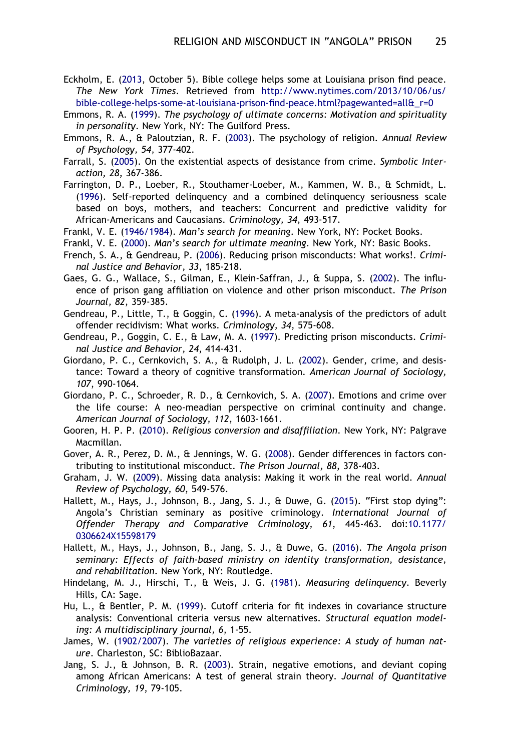Eckholm, E. (2013, October 5). Bible college helps some at Louisiana prison find peace. *The New York Times*. Retrieved from http://www.nytimes.com/2013/10/06/us/bible-college-helps-some-at-louisiana-prison-find-peace.html?pagewanted=all&_r=0

Emmons, R. A. (1999). *The psychology of ultimate concerns: Motivation and spirituality in personality*. New York, NY: The Guilford Press.

Emmons, R. A., & Paloutzian, R. F. (2003). The psychology of religion. *Annual Review of Psychology, 54*, 377-402.

Farrall, S. (2005). On the existential aspects of desistance from crime. *Symbolic Interaction, 28*, 367-386.

Farrington, D. P., Loeber, R., Stouthamer-Loeber, M., Kammen, W. B., & Schmidt, L. (1996). Self-reported delinquency and a combined delinquency seriousness scale based on boys, mothers, and teachers: Concurrent and predictive validity for African-Americans and Caucasians. *Criminology, 34*, 493-517.

Frankl, V. E. (1946/1984). *Man's search for meaning*. New York, NY: Pocket Books.

Frankl, V. E. (2000). *Man's search for ultimate meaning*. New York, NY: Basic Books.

French, S. A., & Gendreau, P. (2006). Reducing prison misconducts: What works!. *Criminal Justice and Behavior, 33*, 185-218.

Gaes, G. G., Wallace, S., Gilman, E., Klein-Saffran, J., & Suppa, S. (2002). The influence of prison gang affiliation on violence and other prison misconduct. *The Prison Journal, 82*, 359-385.

Gendreau, P., Little, T., & Goggin, C. (1996). A meta-analysis of the predictors of adult offender recidivism: What works. *Criminology, 34*, 575-608.

Gendreau, P., Goggin, C. E., & Law, M. A. (1997). Predicting prison misconducts. *Criminal Justice and Behavior, 24*, 414-431.

Giordano, P. C., Cernkovich, S. A., & Rudolph, J. L. (2002). Gender, crime, and desistance: Toward a theory of cognitive transformation. *American Journal of Sociology, 107*, 990-1064.

Giordano, P. C., Schroeder, R. D., & Cernkovich, S. A. (2007). Emotions and crime over the life course: A neo-meadian perspective on criminal continuity and change. *American Journal of Sociology, 112*, 1603-1661.

Gooren, H. P. P. (2010). *Religious conversion and disaffiliation*. New York, NY: Palgrave Macmillan.

Gover, A. R., Perez, D. M., & Jennings, W. G. (2008). Gender differences in factors contributing to institutional misconduct. *The Prison Journal, 88*, 378-403.

Graham, J. W. (2009). Missing data analysis: Making it work in the real world. *Annual Review of Psychology, 60*, 549-576.

Hallett, M., Hays, J., Johnson, B., Jang, S. J., & Duwe, G. (2015). "First stop dying": Angola's Christian seminary as positive criminology. *International Journal of Offender Therapy and Comparative Criminology, 61*, 445-463. doi:10.1177/0306624X15598179

Hallett, M., Hays, J., Johnson, B., Jang, S. J., & Duwe, G. (2016). *The Angola prison seminary: Effects of faith-based ministry on identity transformation, desistance, and rehabilitation*. New York, NY: Routledge.

Hindelang, M. J., Hirschi, T., & Weis, J. G. (1981). *Measuring delinquency*. Beverly Hills, CA: Sage.

Hu, L., & Bentler, P. M. (1999). Cutoff criteria for fit indexes in covariance structure analysis: Conventional criteria versus new alternatives. *Structural equation modeling: A multidisciplinary journal, 6*, 1-55.

James, W. (1902/2007). *The varieties of religious experience: A study of human nature*. Charleston, SC: BiblioBazaar.

Jang, S. J., & Johnson, B. R. (2003). Strain, negative emotions, and deviant coping among African Americans: A test of general strain theory. *Journal of Quantitative Criminology, 19*, 79-105.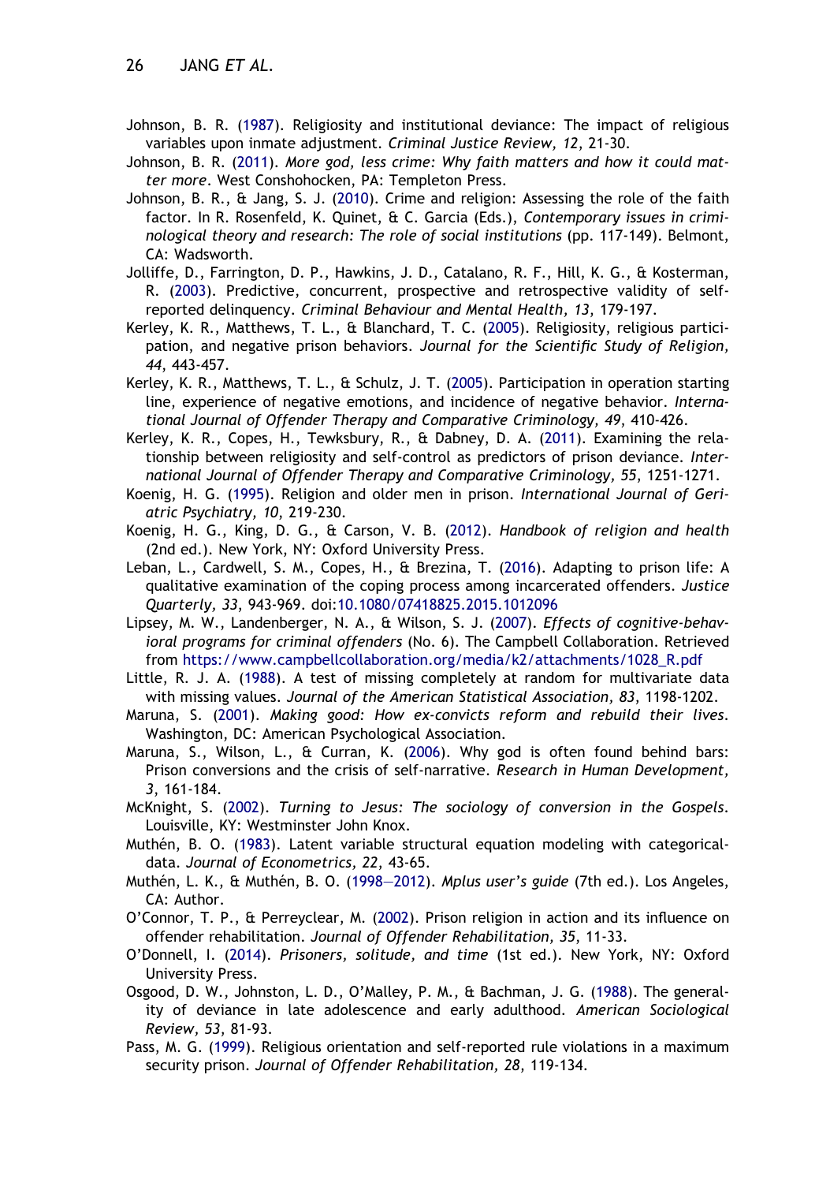Johnson, B. R. (1987). Religiosity and institutional deviance: The impact of religious variables upon inmate adjustment. *Criminal Justice Review, 12*, 21-30.

Johnson, B. R. (2011). *More god, less crime: Why faith matters and how it could matter more*. West Conshohocken, PA: Templeton Press.

Johnson, B. R., & Jang, S. J. (2010). Crime and religion: Assessing the role of the faith factor. In R. Rosenfeld, K. Quinet, & C. Garcia (Eds.), *Contemporary issues in criminological theory and research: The role of social institutions* (pp. 117-149). Belmont, CA: Wadsworth.

Jolliffe, D., Farrington, D. P., Hawkins, J. D., Catalano, R. F., Hill, K. G., & Kosterman, R. (2003). Predictive, concurrent, prospective and retrospective validity of self-reported delinquency. *Criminal Behaviour and Mental Health, 13*, 179-197.

Kerley, K. R., Matthews, T. L., & Blanchard, T. C. (2005). Religiosity, religious participation, and negative prison behaviors. *Journal for the Scientific Study of Religion, 44*, 443-457.

Kerley, K. R., Matthews, T. L., & Schulz, J. T. (2005). Participation in operation starting line, experience of negative emotions, and incidence of negative behavior. *International Journal of Offender Therapy and Comparative Criminology, 49*, 410-426.

Kerley, K. R., Copes, H., Tewksbury, R., & Dabney, D. A. (2011). Examining the relationship between religiosity and self-control as predictors of prison deviance. *International Journal of Offender Therapy and Comparative Criminology, 55*, 1251-1271.

Koenig, H. G. (1995). Religion and older men in prison. *International Journal of Geriatric Psychiatry, 10*, 219-230.

Koenig, H. G., King, D. G., & Carson, V. B. (2012). *Handbook of religion and health* (2nd ed.). New York, NY: Oxford University Press.

Leban, L., Cardwell, S. M., Copes, H., & Brezina, T. (2016). Adapting to prison life: A qualitative examination of the coping process among incarcerated offenders. *Justice Quarterly, 33*, 943-969. doi:10.1080/07418825.2015.1012096

Lipsey, M. W., Landenberger, N. A., & Wilson, S. J. (2007). *Effects of cognitive-behavioral programs for criminal offenders* (No. 6). The Campbell Collaboration. Retrieved from https://www.campbellcollaboration.org/media/k2/attachments/1028_R.pdf

Little, R. J. A. (1988). A test of missing completely at random for multivariate data with missing values. *Journal of the American Statistical Association, 83*, 1198-1202.

Maruna, S. (2001). *Making good: How ex-convicts reform and rebuild their lives*. Washington, DC: American Psychological Association.

Maruna, S., Wilson, L., & Curran, K. (2006). Why god is often found behind bars: Prison conversions and the crisis of self-narrative. *Research in Human Development, 3*, 161-184.

McKnight, S. (2002). *Turning to Jesus: The sociology of conversion in the Gospels*. Louisville, KY: Westminster John Knox.

Muthén, B. O. (1983). Latent variable structural equation modeling with categorical-data. *Journal of Econometrics, 22*, 43-65.

Muthén, L. K., & Muthén, B. O. (1998–2012). *Mplus user's guide* (7th ed.). Los Angeles, CA: Author.

O'Connor, T. P., & Perreyclear, M. (2002). Prison religion in action and its influence on offender rehabilitation. *Journal of Offender Rehabilitation, 35*, 11-33.

O'Donnell, I. (2014). *Prisoners, solitude, and time* (1st ed.). New York, NY: Oxford University Press.

Osgood, D. W., Johnston, L. D., O'Malley, P. M., & Bachman, J. G. (1988). The generality of deviance in late adolescence and early adulthood. *American Sociological Review, 53*, 81-93.

Pass, M. G. (1999). Religious orientation and self-reported rule violations in a maximum security prison. *Journal of Offender Rehabilitation, 28*, 119-134.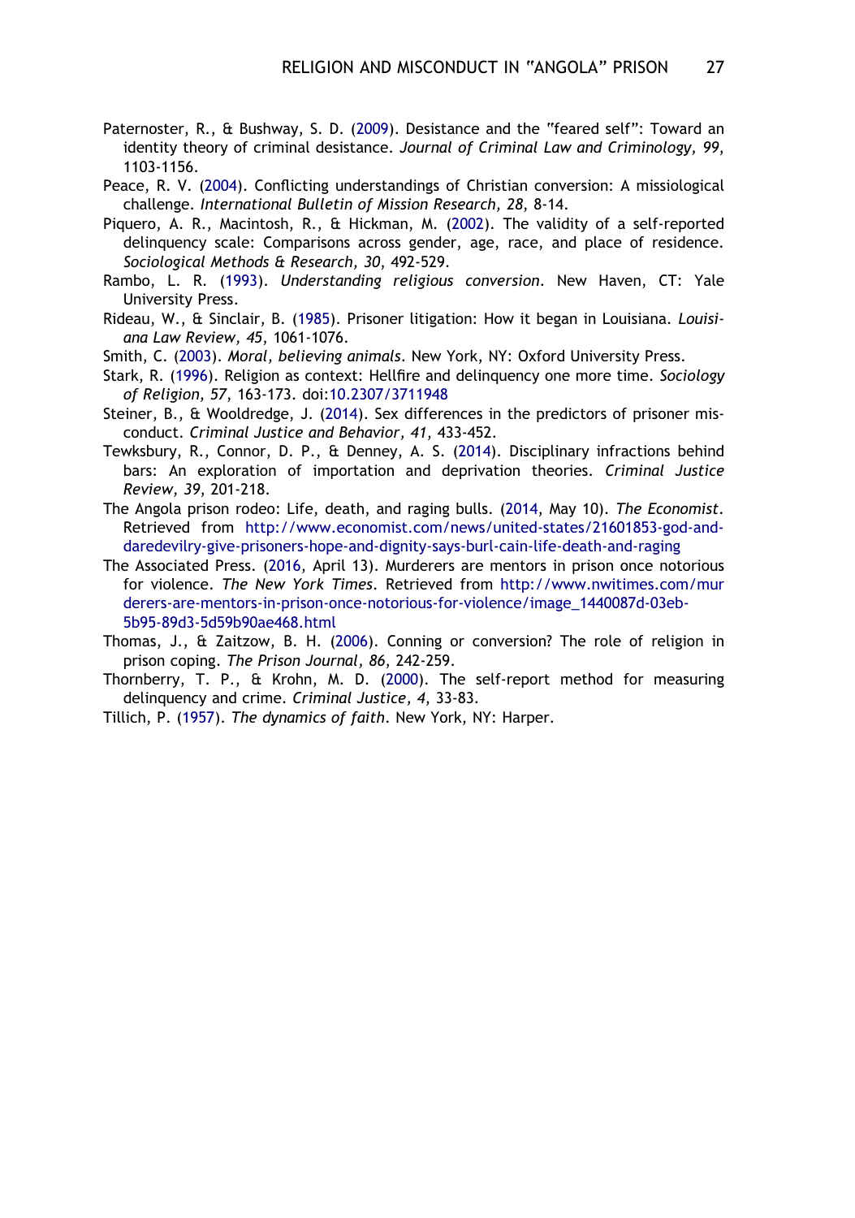Paternoster, R., & Bushway, S. D. (2009). Desistance and the "feared self": Toward an identity theory of criminal desistance. *Journal of Criminal Law and Criminology, 99*, 1103-1156.

Peace, R. V. (2004). Conflicting understandings of Christian conversion: A missiological challenge. *International Bulletin of Mission Research, 28*, 8-14.

Piquero, A. R., Macintosh, R., & Hickman, M. (2002). The validity of a self-reported delinquency scale: Comparisons across gender, age, race, and place of residence. *Sociological Methods & Research, 30*, 492-529.

Rambo, L. R. (1993). *Understanding religious conversion*. New Haven, CT: Yale University Press.

Rideau, W., & Sinclair, B. (1985). Prisoner litigation: How it began in Louisiana. *Louisiana Law Review, 45*, 1061-1076.

Smith, C. (2003). *Moral, believing animals*. New York, NY: Oxford University Press.

Stark, R. (1996). Religion as context: Hellfire and delinquency one more time. *Sociology of Religion, 57*, 163-173. doi:10.2307/3711948

Steiner, B., & Wooldredge, J. (2014). Sex differences in the predictors of prisoner misconduct. *Criminal Justice and Behavior, 41*, 433-452.

Tewksbury, R., Connor, D. P., & Denney, A. S. (2014). Disciplinary infractions behind bars: An exploration of importation and deprivation theories. *Criminal Justice Review, 39*, 201-218.

The Angola prison rodeo: Life, death, and raging bulls. (2014, May 10). *The Economist*. Retrieved from http://www.economist.com/news/united-states/21601853-god-and-daredevilry-give-prisoners-hope-and-dignity-says-burl-cain-life-death-and-raging

The Associated Press. (2016, April 13). Murderers are mentors in prison once notorious for violence. *The New York Times*. Retrieved from http://www.nwitimes.com/murderers-are-mentors-in-prison-once-notorious-for-violence/image_1440087d-03eb-5b95-89d3-5d59b90ae468.html

Thomas, J., & Zaitzow, B. H. (2006). Conning or conversion? The role of religion in prison coping. *The Prison Journal, 86*, 242-259.

Thornberry, T. P., & Krohn, M. D. (2000). The self-report method for measuring delinquency and crime. *Criminal Justice, 4*, 33-83.

Tillich, P. (1957). *The dynamics of faith*. New York, NY: Harper.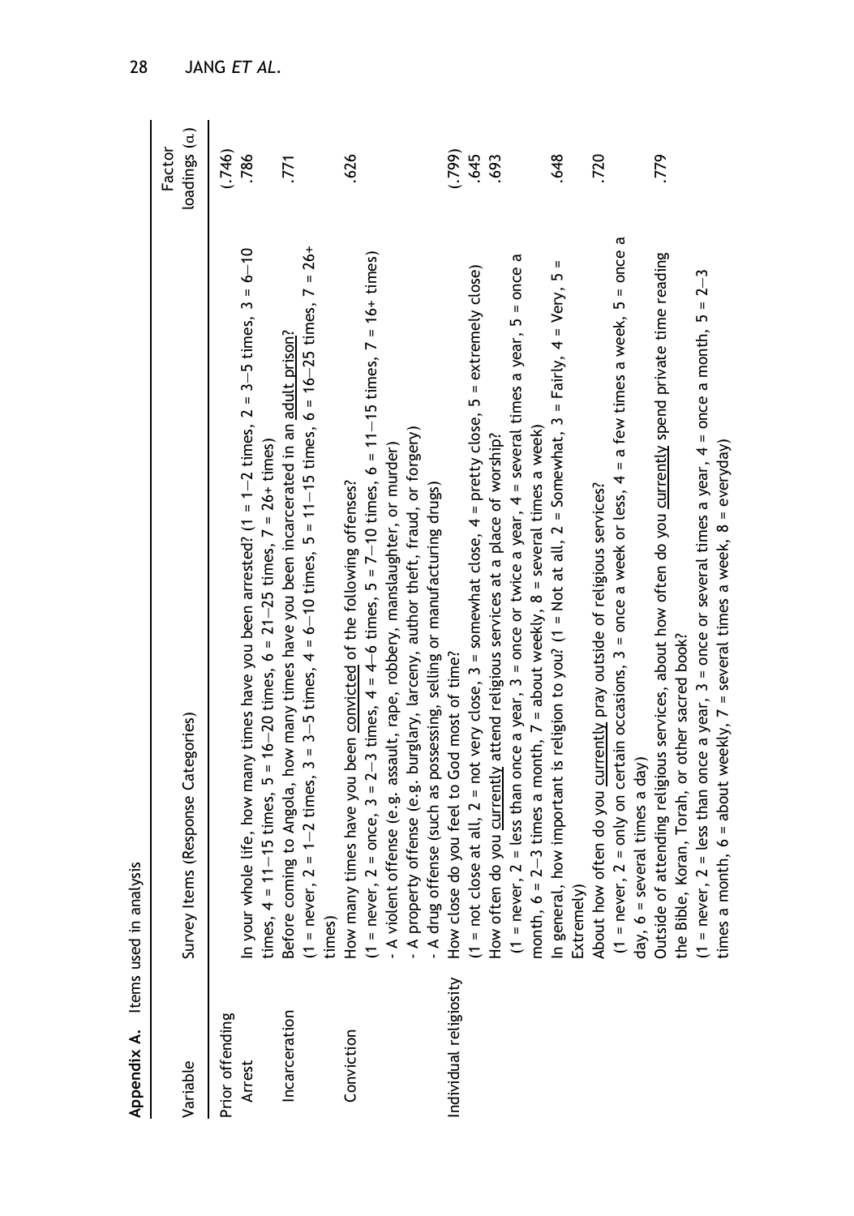**Appendix A.** Items used in analysis

| Variable | Survey Items (Response Categories) | Factor loadings (α) |
|---|---|---|
| Prior offending | | (.746) |
| Arrest | In your whole life, how many times have you been arrested? (1 = 1–2 times, 2 = 3–5 times, 3 = 6–10 times, 4 = 11–15 times, 5 = 16–20 times, 6 = 21–25 times, 7 = 26+ times) | .786 |
| Incarceration | Before coming to Angola, how many times have you been incarcerated in an adult prison? (1 = never, 2 = 1–2 times, 3 = 3–5 times, 4 = 6–10 times, 5 = 11–15 times, 6 = 16–25 times, 7 = 26+ times) | .771 |
| Conviction | How many times have you been convicted of the following offenses? (1 = never, 2 = once, 3 = 2–3 times, 4 = 4–6 times, 5 = 7–10 times, 6 = 11–15 times, 7 = 16+ times) - A violent offense (e.g. assault, rape, robbery, manslaughter, or murder) - A property offense (e.g. burglary, larceny, author theft, fraud, or forgery) - A drug offense (such as possessing, selling or manufacturing drugs) | .626 |
| Individual religiosity | | (.799) |
| | How close do you feel to God most of time? (1 = not close at all, 2 = not very close, 3 = somewhat close, 4 = pretty close, 5 = extremely close) | .645 |
| | How often do you currently attend religious services at a place of worship? (1 = never, 2 = less than once a year, 3 = once or twice a year, 4 = several times a year, 5 = once a month, 6 = 2–3 times a month, 7 = about weekly, 8 = several times a week) | .693 |
| | In general, how important is religion to you? (1 = Not at all, 2 = Somewhat, 3 = Fairly, 4 = Very, 5 = Extremely) | .648 |
| | About how often do you currently pray outside of religious services? (1 = never, 2 = only on certain occasions, 3 = once a week or less, 4 = a few times a week, 5 = once a day, 6 = several times a day) | .720 |
| | Outside of attending religious services, about how often do you currently spend private time reading the Bible, Koran, Torah, or other sacred book? (1 = never, 2 = less than once a year, 3 = once or several times a year, 4 = once a month, 5 = 2–3 times a month, 6 = about weekly, 7 = several times a week, 8 = everyday) | .779 |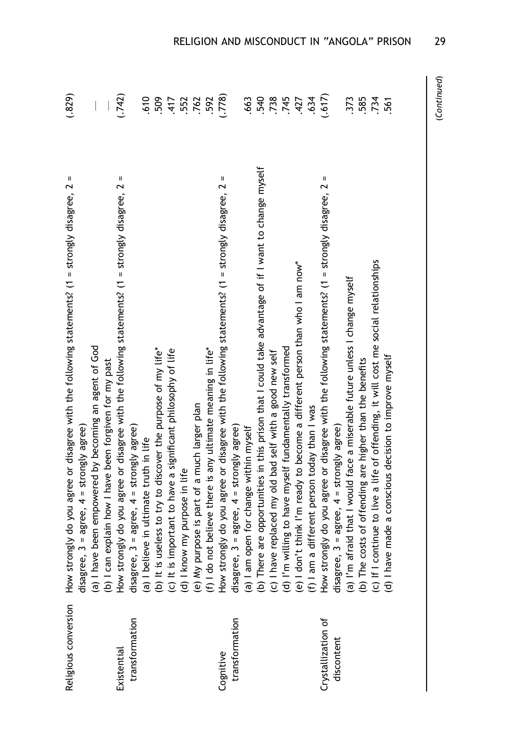| | | |
|---|---|---|
| Religious conversion | How strongly do you agree or disagree with the following statements? (1 = strongly disagree, 2 = disagree, 3 = agree, 4 = strongly agree) | (.829) |
| | (a) I have been empowered by becoming an agent of God | — |
| | (b) I can explain how I have been forgiven for my past | — |
| Existential transformation | How strongly do you agree or disagree with the following statements? (1 = strongly disagree, 2 = disagree, 3 = agree, 4 = strongly agree) | (.742) |
| | (a) I believe in ultimate truth in life | .610 |
| | (b) It is useless to try to discover the purpose of my life* | .509 |
| | (c) It is important to have a significant philosophy of life | .417 |
| | (d) I know my purpose in life | .552 |
| | (e) My purpose is part of a much larger plan | .762 |
| | (f) I do not believe there is any ultimate meaning in life* | .592 |
| Cognitive transformation | How strongly do you agree or disagree with the following statements? (1 = strongly disagree, 2 = disagree, 3 = agree, 4 = strongly agree) | (.778) |
| | (a) I am open for change within myself | .663 |
| | (b) There are opportunities in this prison that I could take advantage of if I want to change myself | .540 |
| | (c) I have replaced my old bad self with a good new self | .738 |
| | (d) I'm willing to have myself fundamentally transformed | .745 |
| | (e) I don't think I'm ready to become a different person than who I am now* | .427 |
| | (f) I am a different person today than I was | .634 |
| Crystallization of discontent | How strongly do you agree or disagree with the following statements? (1 = strongly disagree, 2 = disagree, 3 = agree, 4 = strongly agree) | (.617) |
| | (a) I'm afraid that I would face a miserable future unless I change myself | .373 |
| | (b) The costs of offending are higher than the benefits | .585 |
| | (c) If I continue to live a life of offending, it will cost me social relationships | .734 |
| | (d) I have made a conscious decision to improve myself | .561 |

(*Continued*)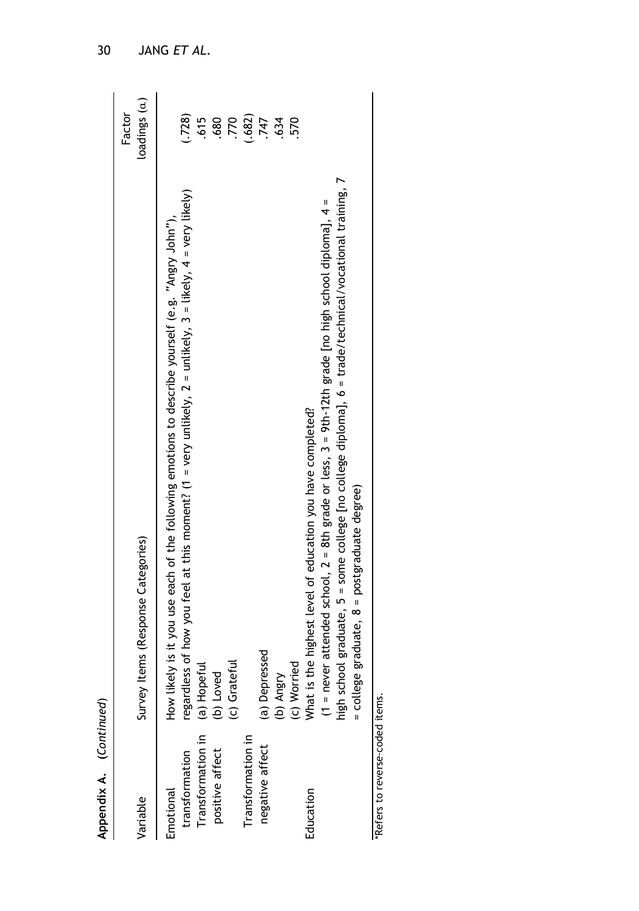**Appendix A.** *(Continued)*

| Variable | Survey Items (Response Categories) | Factor loadings (α) |
|---|---|---|
| Emotional transformation | How likely is it you use each of the following emotions to describe yourself (e.g. "Angry John"), regardless of how you feel at this moment? (1 = very unlikely, 2 = unlikely, 3 = likely, 4 = very likely) | |
| Transformation in positive affect | | (.728) |
| | (a) Hopeful | .615 |
| | (b) Loved | .680 |
| | (c) Grateful | .770 |
| Transformation in negative affect | | (.682) |
| | (a) Depressed | .747 |
| | (b) Angry | .634 |
| | (c) Worried | .570 |
| Education | What is the highest level of education you have completed? (1 = never attended school, 2 = 8th grade or less, 3 = 9th-12th grade [no high school diploma], 4 = high school graduate, 5 = some college [no college diploma], 6 = trade/technical/vocational training, 7 = college graduate, 8 = postgraduate degree) | |

*Refers to reverse-coded items.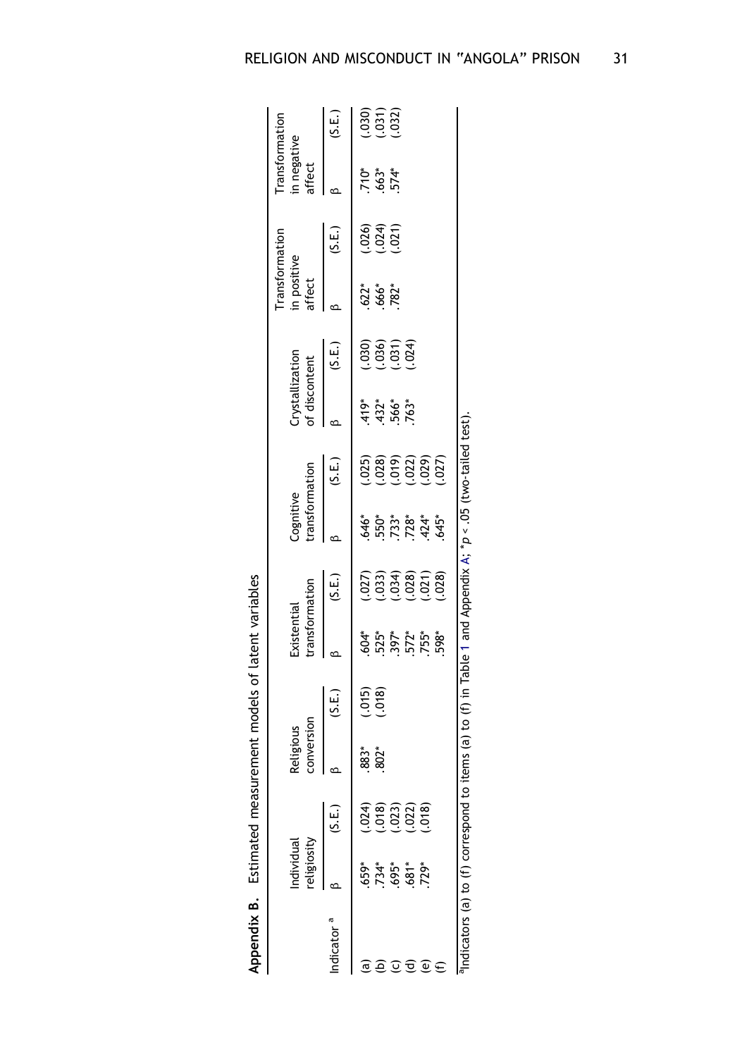**Appendix B.** Estimated measurement models of latent variables

| Indicator[a] | Individual religiosity | | Religious conversion | | Existential transformation | | Cognitive transformation | | Crystallization of discontent | | Transformation in positive affect | | Transformation in negative affect | |
|---|---|---|---|---|---|---|---|---|---|---|---|---|---|---|
| | β | (S.E.) | β | (S.E.) | β | (S.E.) | β | (S.E.) | β | (S.E.) | β | (S.E.) | β | (S.E.) |
| (a) | .659* | (.024) | .883* | (.015) | .604* | (.027) | .646* | (.025) | .419* | (.030) | .622* | (.026) | .710* | (.030) |
| (b) | .734* | (.018) | .802* | (.018) | .525* | (.033) | .550* | (.028) | .432* | (.036) | .666* | (.024) | .663* | (.031) |
| (c) | .695* | (.023) | | | .397* | (.034) | .733* | (.019) | .566* | (.031) | .782* | (.021) | .574* | (.032) |
| (d) | .681* | (.022) | | | .572* | (.028) | .728* | (.022) | .763* | (.024) | | | | |
| (e) | .729* | (.018) | | | .755* | (.021) | .424* | (.029) | | | | | | |
| (f) | | | | | .598* | (.028) | .645* | (.027) | | | | | | |

[a]Indicators (a) to (f) correspond to items (a) to (f) in Table 1 and Appendix A; *$p < .05$ (two-tailed test).